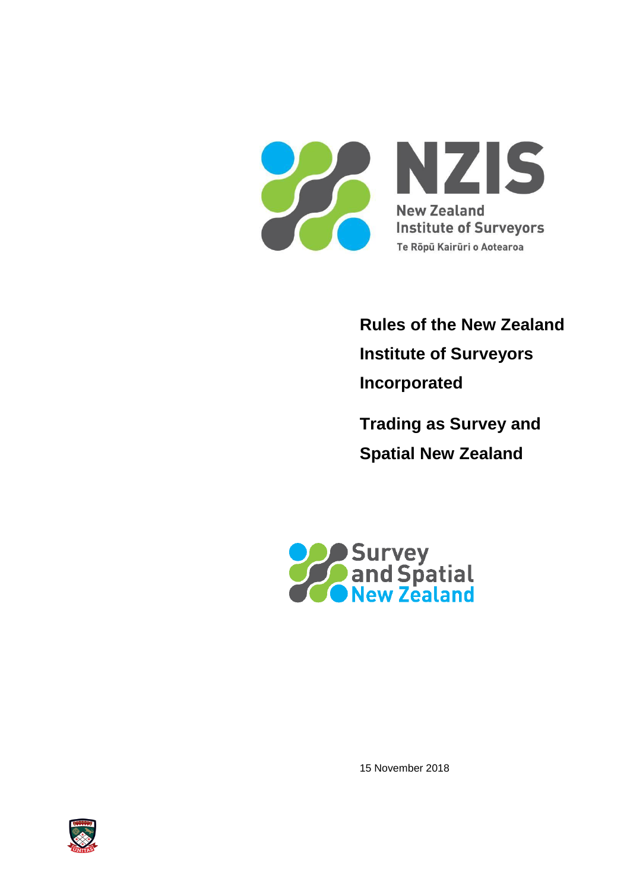NZIS

New Zealand Institute of Surveyors

Te Rōpū Kairūri o Aotearoa

# Rules of the New Zealand Institute of Surveyors Incorporated

## Trading as Survey and Spatial New Zealand

Survey and Spatial New Zealand

15 November 2018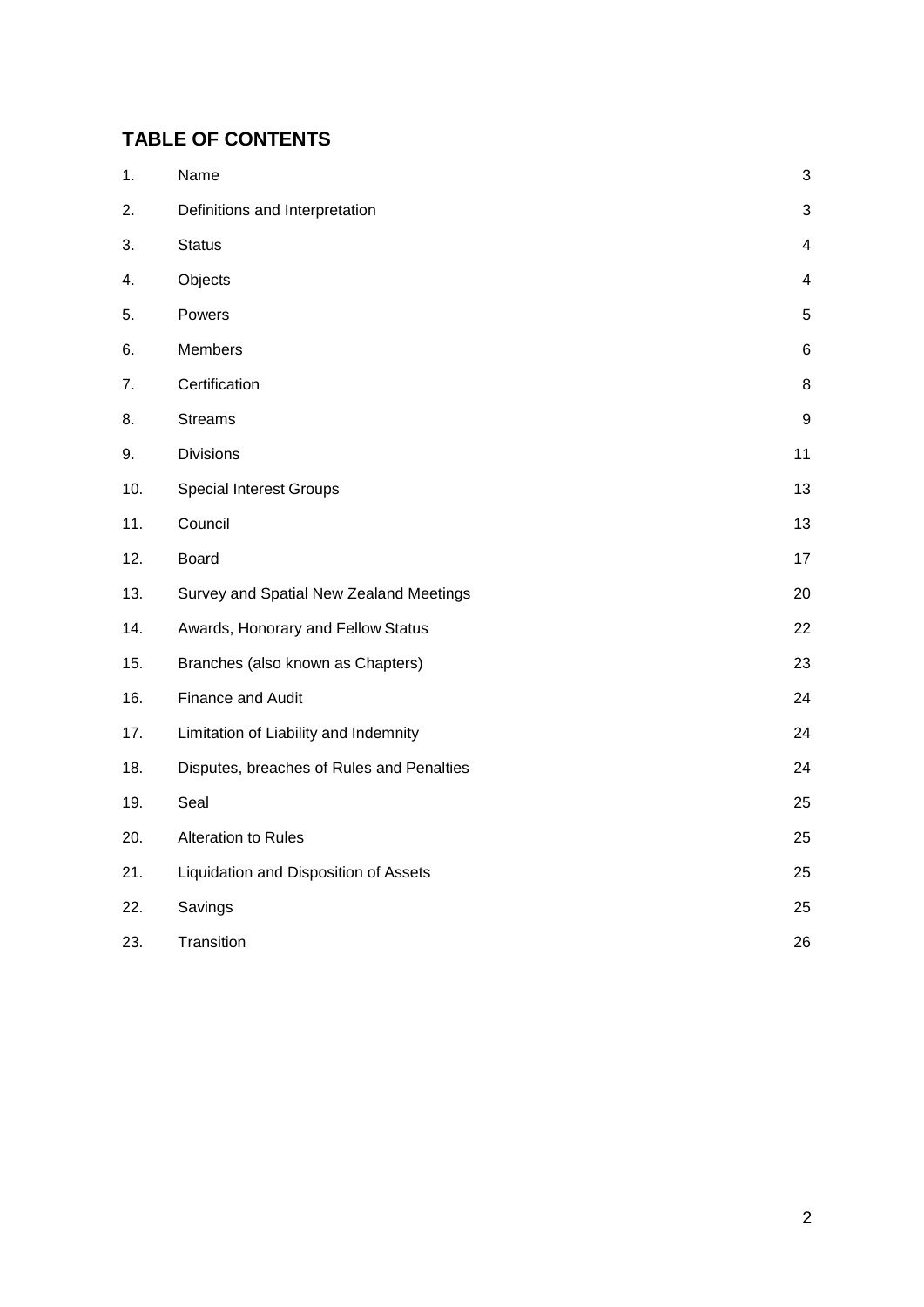## TABLE OF CONTENTS

| | | |
|---|---|---|
| 1. | Name | 3 |
| 2. | Definitions and Interpretation | 3 |
| 3. | Status | 4 |
| 4. | Objects | 4 |
| 5. | Powers | 5 |
| 6. | Members | 6 |
| 7. | Certification | 8 |
| 8. | Streams | 9 |
| 9. | Divisions | 11 |
| 10. | Special Interest Groups | 13 |
| 11. | Council | 13 |
| 12. | Board | 17 |
| 13. | Survey and Spatial New Zealand Meetings | 20 |
| 14. | Awards, Honorary and Fellow Status | 22 |
| 15. | Branches (also known as Chapters) | 23 |
| 16. | Finance and Audit | 24 |
| 17. | Limitation of Liability and Indemnity | 24 |
| 18. | Disputes, breaches of Rules and Penalties | 24 |
| 19. | Seal | 25 |
| 20. | Alteration to Rules | 25 |
| 21. | Liquidation and Disposition of Assets | 25 |
| 22. | Savings | 25 |
| 23. | Transition | 26 |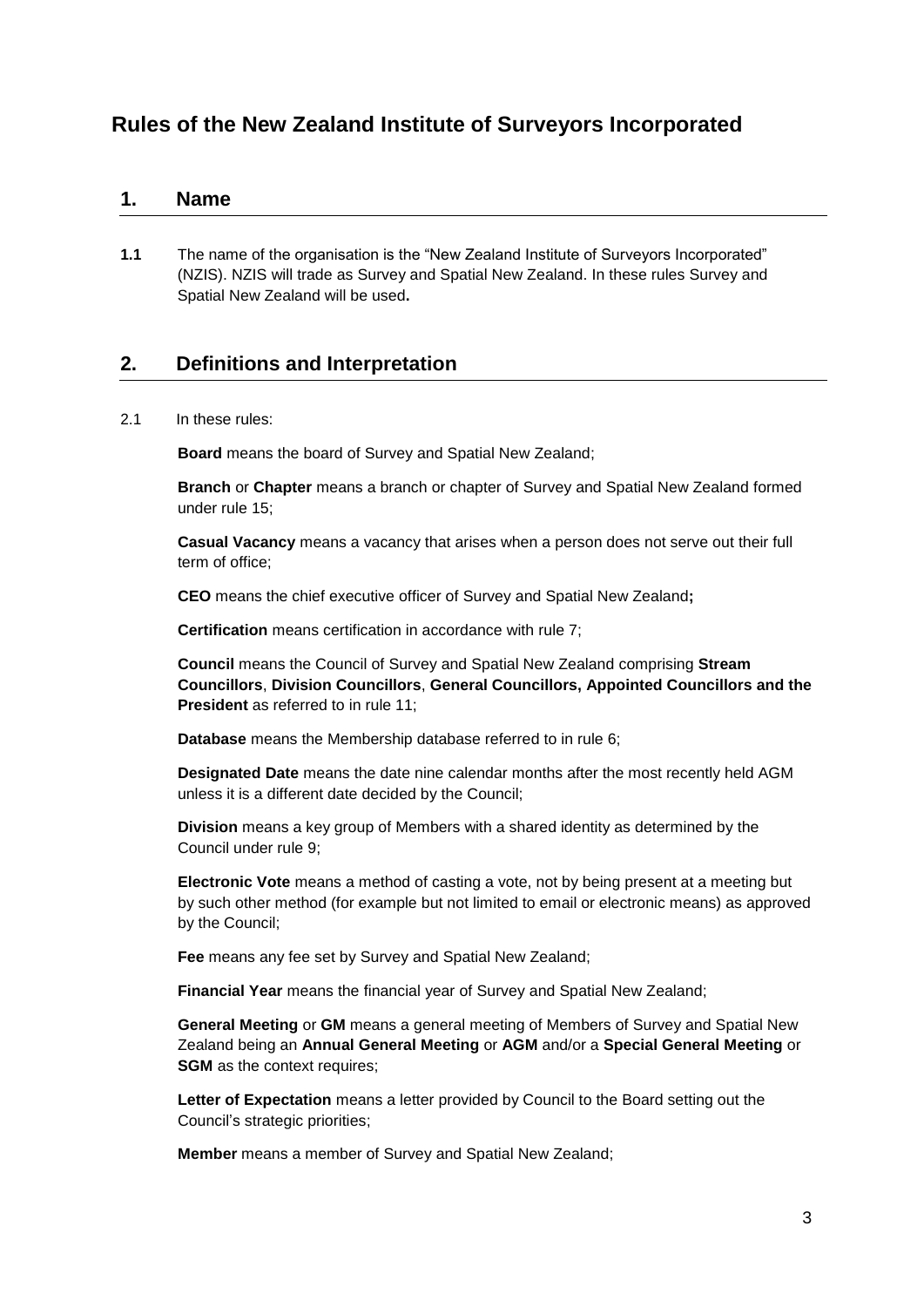# Rules of the New Zealand Institute of Surveyors Incorporated

## 1. Name

**1.1** The name of the organisation is the "New Zealand Institute of Surveyors Incorporated" (NZIS). NZIS will trade as Survey and Spatial New Zealand. In these rules Survey and Spatial New Zealand will be used**.**

## 2. Definitions and Interpretation

2.1 In these rules:

**Board** means the board of Survey and Spatial New Zealand;

**Branch** or **Chapter** means a branch or chapter of Survey and Spatial New Zealand formed under rule 15;

**Casual Vacancy** means a vacancy that arises when a person does not serve out their full term of office;

**CEO** means the chief executive officer of Survey and Spatial New Zealand**;**

**Certification** means certification in accordance with rule 7;

**Council** means the Council of Survey and Spatial New Zealand comprising **Stream Councillors**, **Division Councillors**, **General Councillors, Appointed Councillors and the President** as referred to in rule 11;

**Database** means the Membership database referred to in rule 6;

**Designated Date** means the date nine calendar months after the most recently held AGM unless it is a different date decided by the Council;

**Division** means a key group of Members with a shared identity as determined by the Council under rule 9;

**Electronic Vote** means a method of casting a vote, not by being present at a meeting but by such other method (for example but not limited to email or electronic means) as approved by the Council;

**Fee** means any fee set by Survey and Spatial New Zealand;

**Financial Year** means the financial year of Survey and Spatial New Zealand;

**General Meeting** or **GM** means a general meeting of Members of Survey and Spatial New Zealand being an **Annual General Meeting** or **AGM** and/or a **Special General Meeting** or **SGM** as the context requires;

**Letter of Expectation** means a letter provided by Council to the Board setting out the Council's strategic priorities;

**Member** means a member of Survey and Spatial New Zealand;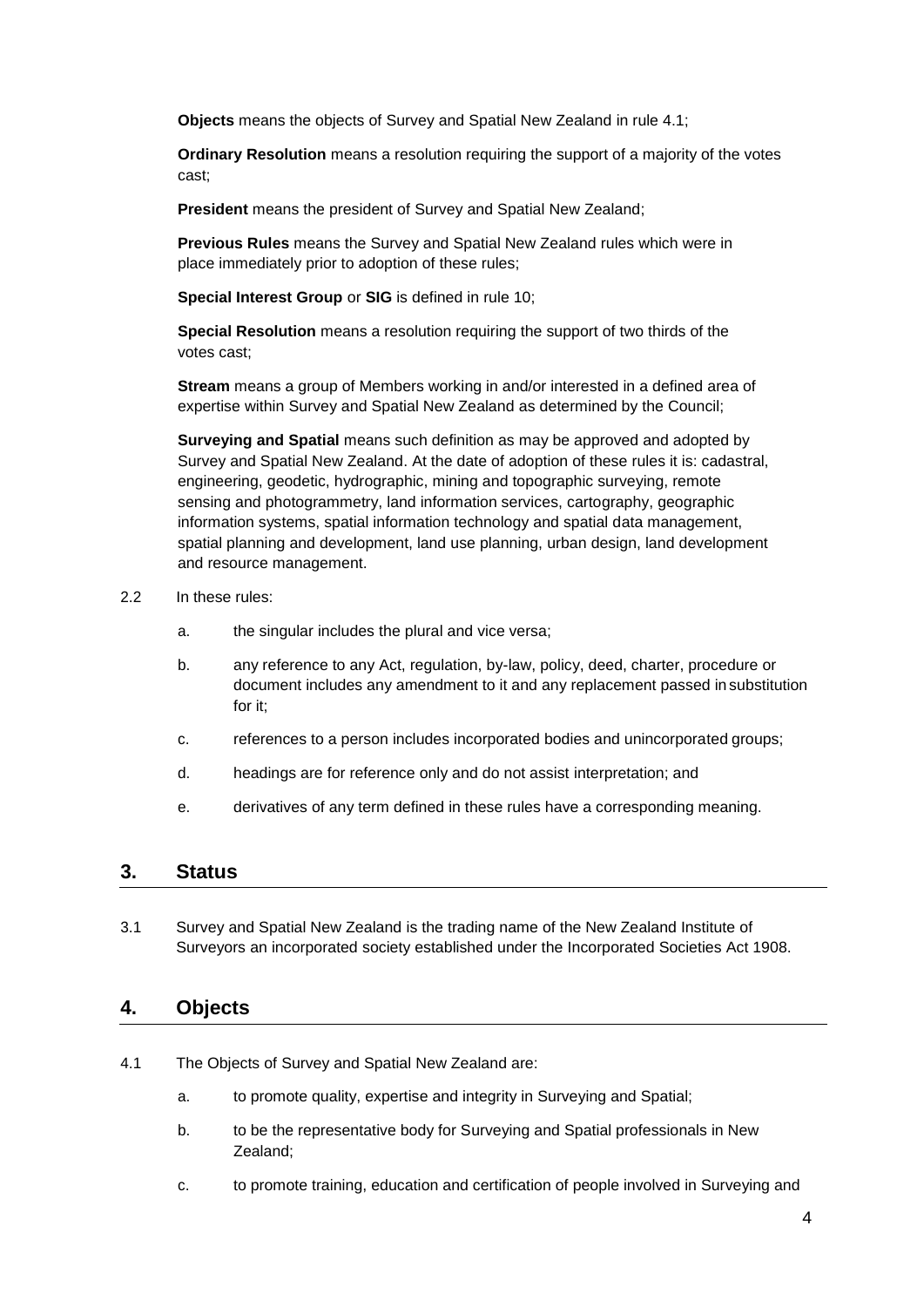**Objects** means the objects of Survey and Spatial New Zealand in rule 4.1;

**Ordinary Resolution** means a resolution requiring the support of a majority of the votes cast;

**President** means the president of Survey and Spatial New Zealand;

**Previous Rules** means the Survey and Spatial New Zealand rules which were in place immediately prior to adoption of these rules;

**Special Interest Group** or **SIG** is defined in rule 10;

**Special Resolution** means a resolution requiring the support of two thirds of the votes cast;

**Stream** means a group of Members working in and/or interested in a defined area of expertise within Survey and Spatial New Zealand as determined by the Council;

**Surveying and Spatial** means such definition as may be approved and adopted by Survey and Spatial New Zealand. At the date of adoption of these rules it is: cadastral, engineering, geodetic, hydrographic, mining and topographic surveying, remote sensing and photogrammetry, land information services, cartography, geographic information systems, spatial information technology and spatial data management, spatial planning and development, land use planning, urban design, land development and resource management.

2.2 In these rules:

a. the singular includes the plural and vice versa;

b. any reference to any Act, regulation, by-law, policy, deed, charter, procedure or document includes any amendment to it and any replacement passed in substitution for it;

c. references to a person includes incorporated bodies and unincorporated groups;

d. headings are for reference only and do not assist interpretation; and

e. derivatives of any term defined in these rules have a corresponding meaning.

## 3. Status

3.1 Survey and Spatial New Zealand is the trading name of the New Zealand Institute of Surveyors an incorporated society established under the Incorporated Societies Act 1908.

## 4. Objects

4.1 The Objects of Survey and Spatial New Zealand are:

a. to promote quality, expertise and integrity in Surveying and Spatial;

b. to be the representative body for Surveying and Spatial professionals in New Zealand;

c. to promote training, education and certification of people involved in Surveying and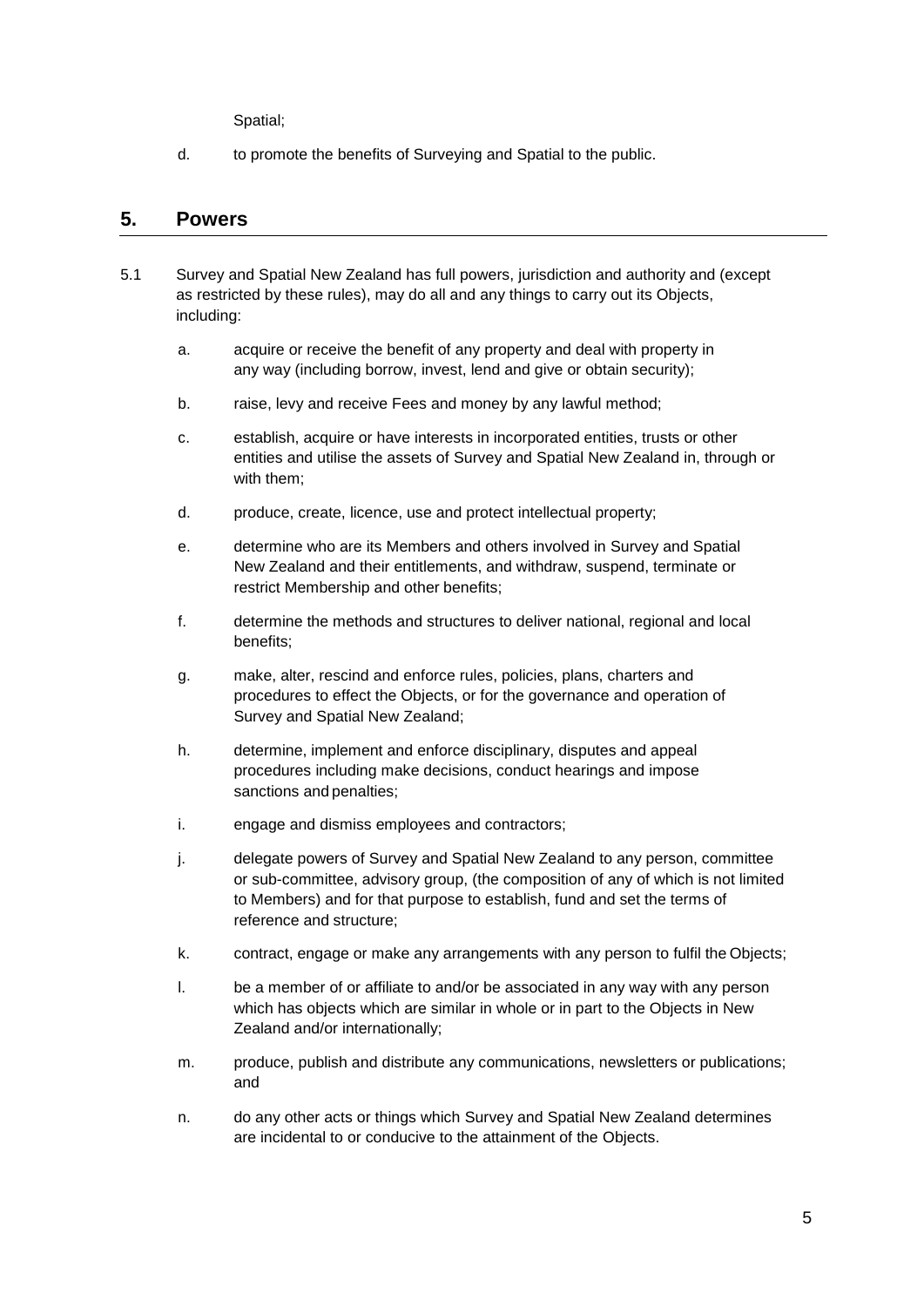Spatial;

d. to promote the benefits of Surveying and Spatial to the public.

## 5. Powers

5.1 Survey and Spatial New Zealand has full powers, jurisdiction and authority and (except as restricted by these rules), may do all and any things to carry out its Objects, including:

a. acquire or receive the benefit of any property and deal with property in any way (including borrow, invest, lend and give or obtain security);

b. raise, levy and receive Fees and money by any lawful method;

c. establish, acquire or have interests in incorporated entities, trusts or other entities and utilise the assets of Survey and Spatial New Zealand in, through or with them;

d. produce, create, licence, use and protect intellectual property;

e. determine who are its Members and others involved in Survey and Spatial New Zealand and their entitlements, and withdraw, suspend, terminate or restrict Membership and other benefits;

f. determine the methods and structures to deliver national, regional and local benefits;

g. make, alter, rescind and enforce rules, policies, plans, charters and procedures to effect the Objects, or for the governance and operation of Survey and Spatial New Zealand;

h. determine, implement and enforce disciplinary, disputes and appeal procedures including make decisions, conduct hearings and impose sanctions and penalties;

i. engage and dismiss employees and contractors;

j. delegate powers of Survey and Spatial New Zealand to any person, committee or sub-committee, advisory group, (the composition of any of which is not limited to Members) and for that purpose to establish, fund and set the terms of reference and structure;

k. contract, engage or make any arrangements with any person to fulfil the Objects;

l. be a member of or affiliate to and/or be associated in any way with any person which has objects which are similar in whole or in part to the Objects in New Zealand and/or internationally;

m. produce, publish and distribute any communications, newsletters or publications; and

n. do any other acts or things which Survey and Spatial New Zealand determines are incidental to or conducive to the attainment of the Objects.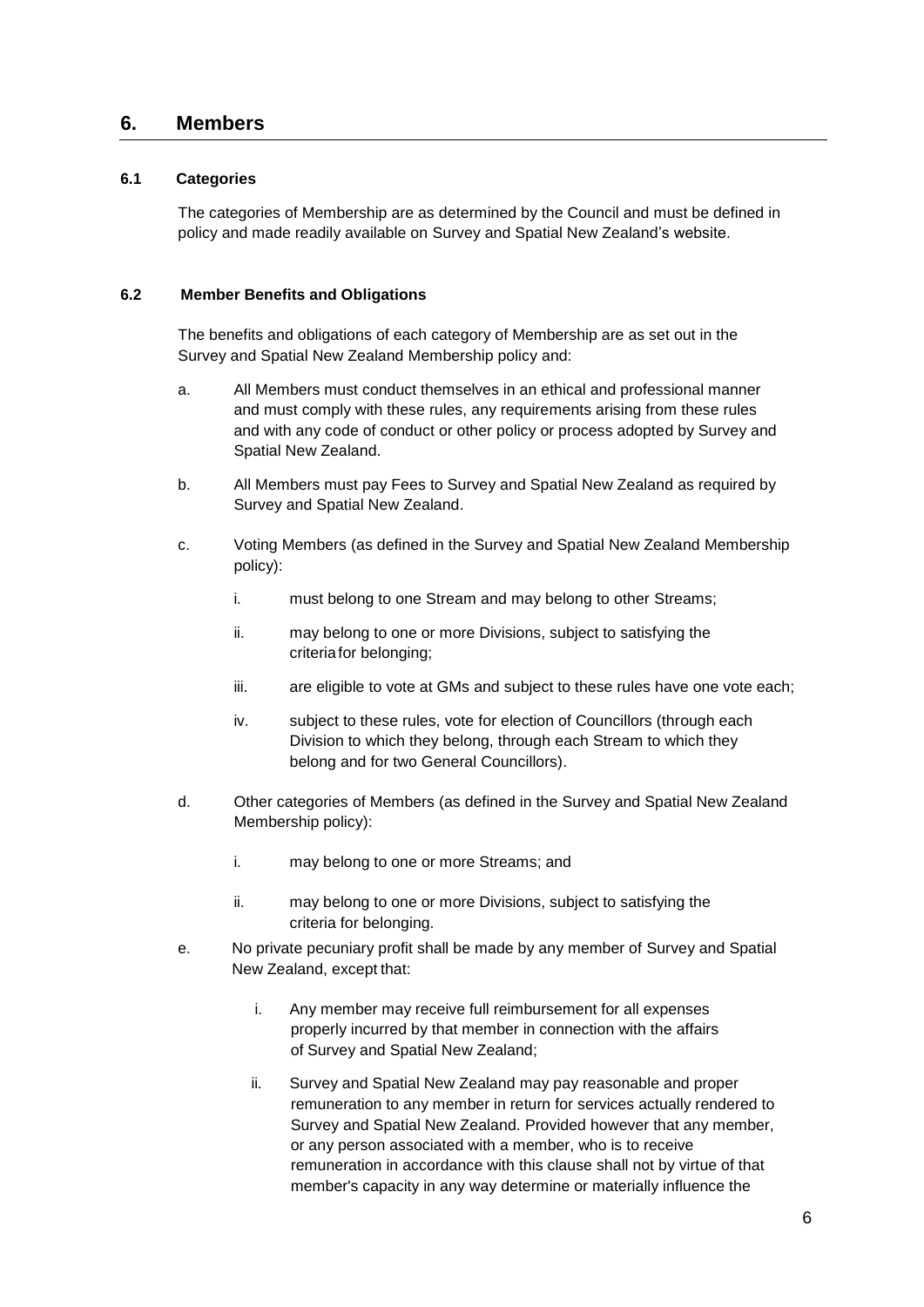## 6. Members

### 6.1 Categories

The categories of Membership are as determined by the Council and must be defined in policy and made readily available on Survey and Spatial New Zealand's website.

### 6.2 Member Benefits and Obligations

The benefits and obligations of each category of Membership are as set out in the Survey and Spatial New Zealand Membership policy and:

a. All Members must conduct themselves in an ethical and professional manner and must comply with these rules, any requirements arising from these rules and with any code of conduct or other policy or process adopted by Survey and Spatial New Zealand.

b. All Members must pay Fees to Survey and Spatial New Zealand as required by Survey and Spatial New Zealand.

c. Voting Members (as defined in the Survey and Spatial New Zealand Membership policy):

   i. must belong to one Stream and may belong to other Streams;

   ii. may belong to one or more Divisions, subject to satisfying the criteria for belonging;

   iii. are eligible to vote at GMs and subject to these rules have one vote each;

   iv. subject to these rules, vote for election of Councillors (through each Division to which they belong, through each Stream to which they belong and for two General Councillors).

d. Other categories of Members (as defined in the Survey and Spatial New Zealand Membership policy):

   i. may belong to one or more Streams; and

   ii. may belong to one or more Divisions, subject to satisfying the criteria for belonging.

e. No private pecuniary profit shall be made by any member of Survey and Spatial New Zealand, except that:

   i. Any member may receive full reimbursement for all expenses properly incurred by that member in connection with the affairs of Survey and Spatial New Zealand;

   ii. Survey and Spatial New Zealand may pay reasonable and proper remuneration to any member in return for services actually rendered to Survey and Spatial New Zealand. Provided however that any member, or any person associated with a member, who is to receive remuneration in accordance with this clause shall not by virtue of that member's capacity in any way determine or materially influence the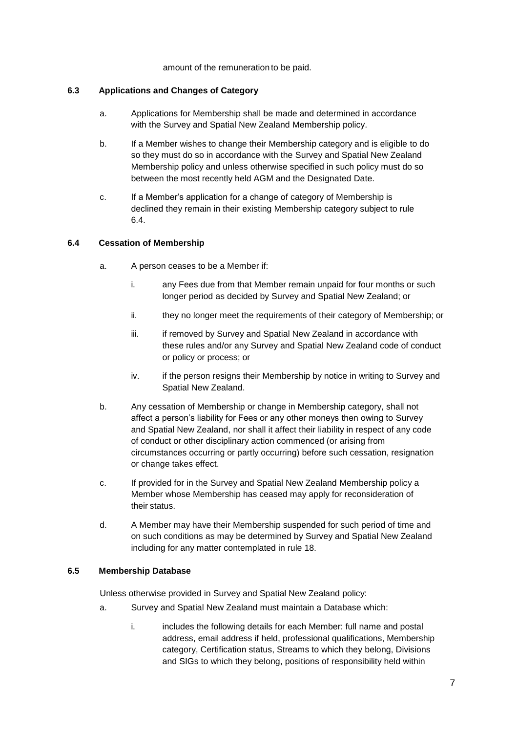amount of the remuneration to be paid.

### 6.3 Applications and Changes of Category

a. Applications for Membership shall be made and determined in accordance with the Survey and Spatial New Zealand Membership policy.

b. If a Member wishes to change their Membership category and is eligible to do so they must do so in accordance with the Survey and Spatial New Zealand Membership policy and unless otherwise specified in such policy must do so between the most recently held AGM and the Designated Date.

c. If a Member's application for a change of category of Membership is declined they remain in their existing Membership category subject to rule 6.4.

### 6.4 Cessation of Membership

a. A person ceases to be a Member if:

   i. any Fees due from that Member remain unpaid for four months or such longer period as decided by Survey and Spatial New Zealand; or

   ii. they no longer meet the requirements of their category of Membership; or

   iii. if removed by Survey and Spatial New Zealand in accordance with these rules and/or any Survey and Spatial New Zealand code of conduct or policy or process; or

   iv. if the person resigns their Membership by notice in writing to Survey and Spatial New Zealand.

b. Any cessation of Membership or change in Membership category, shall not affect a person's liability for Fees or any other moneys then owing to Survey and Spatial New Zealand, nor shall it affect their liability in respect of any code of conduct or other disciplinary action commenced (or arising from circumstances occurring or partly occurring) before such cessation, resignation or change takes effect.

c. If provided for in the Survey and Spatial New Zealand Membership policy a Member whose Membership has ceased may apply for reconsideration of their status.

d. A Member may have their Membership suspended for such period of time and on such conditions as may be determined by Survey and Spatial New Zealand including for any matter contemplated in rule 18.

### 6.5 Membership Database

Unless otherwise provided in Survey and Spatial New Zealand policy:

a. Survey and Spatial New Zealand must maintain a Database which:

   i. includes the following details for each Member: full name and postal address, email address if held, professional qualifications, Membership category, Certification status, Streams to which they belong, Divisions and SIGs to which they belong, positions of responsibility held within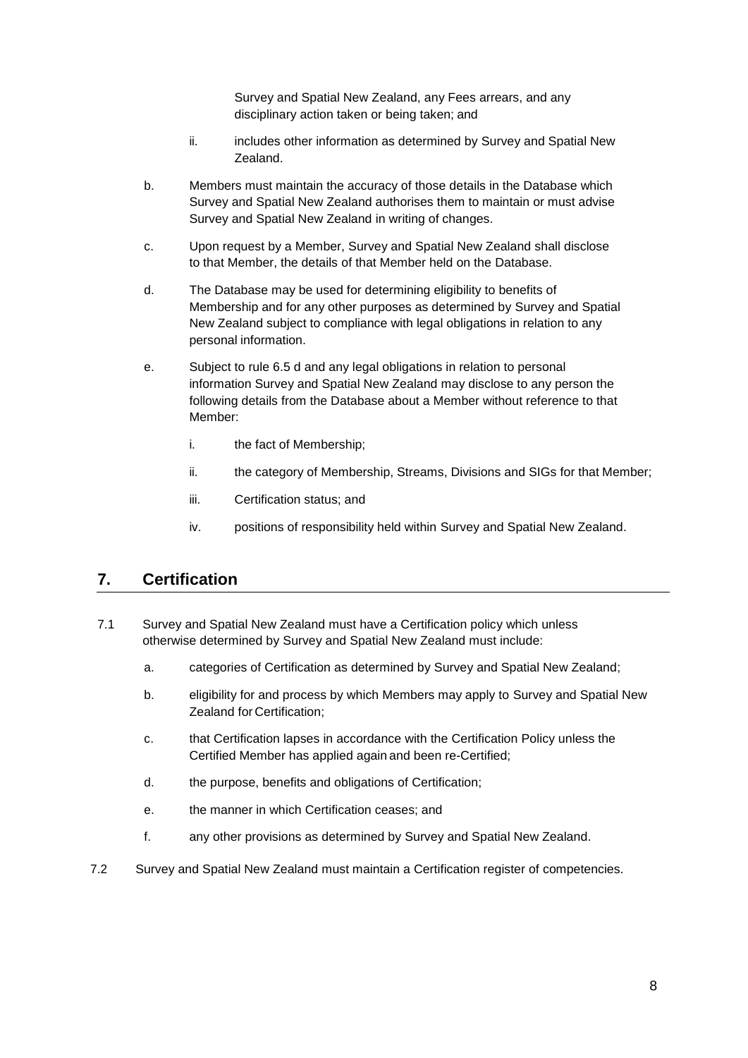Survey and Spatial New Zealand, any Fees arrears, and any disciplinary action taken or being taken; and

   ii. includes other information as determined by Survey and Spatial New Zealand.

b. Members must maintain the accuracy of those details in the Database which Survey and Spatial New Zealand authorises them to maintain or must advise Survey and Spatial New Zealand in writing of changes.

c. Upon request by a Member, Survey and Spatial New Zealand shall disclose to that Member, the details of that Member held on the Database.

d. The Database may be used for determining eligibility to benefits of Membership and for any other purposes as determined by Survey and Spatial New Zealand subject to compliance with legal obligations in relation to any personal information.

e. Subject to rule 6.5 d and any legal obligations in relation to personal information Survey and Spatial New Zealand may disclose to any person the following details from the Database about a Member without reference to that Member:

   i. the fact of Membership;

   ii. the category of Membership, Streams, Divisions and SIGs for that Member;

   iii. Certification status; and

   iv. positions of responsibility held within Survey and Spatial New Zealand.

## 7. Certification

7.1 Survey and Spatial New Zealand must have a Certification policy which unless otherwise determined by Survey and Spatial New Zealand must include:

   a. categories of Certification as determined by Survey and Spatial New Zealand;

   b. eligibility for and process by which Members may apply to Survey and Spatial New Zealand for Certification;

   c. that Certification lapses in accordance with the Certification Policy unless the Certified Member has applied again and been re-Certified;

   d. the purpose, benefits and obligations of Certification;

   e. the manner in which Certification ceases; and

   f. any other provisions as determined by Survey and Spatial New Zealand.

7.2 Survey and Spatial New Zealand must maintain a Certification register of competencies.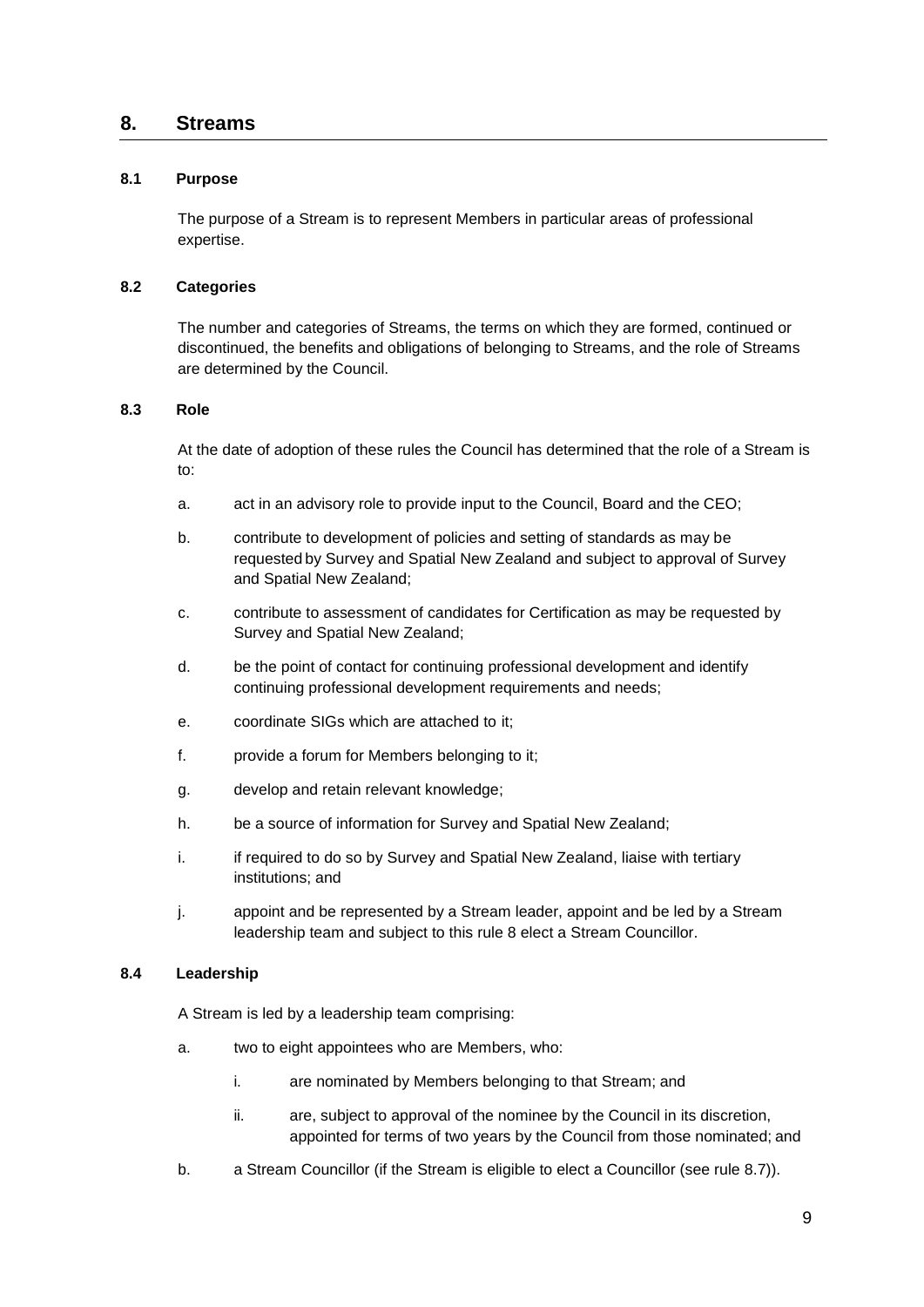## 8. Streams

### 8.1 Purpose

The purpose of a Stream is to represent Members in particular areas of professional expertise.

### 8.2 Categories

The number and categories of Streams, the terms on which they are formed, continued or discontinued, the benefits and obligations of belonging to Streams, and the role of Streams are determined by the Council.

### 8.3 Role

At the date of adoption of these rules the Council has determined that the role of a Stream is to:

a. act in an advisory role to provide input to the Council, Board and the CEO;

b. contribute to development of policies and setting of standards as may be requested by Survey and Spatial New Zealand and subject to approval of Survey and Spatial New Zealand;

c. contribute to assessment of candidates for Certification as may be requested by Survey and Spatial New Zealand;

d. be the point of contact for continuing professional development and identify continuing professional development requirements and needs;

e. coordinate SIGs which are attached to it;

f. provide a forum for Members belonging to it;

g. develop and retain relevant knowledge;

h. be a source of information for Survey and Spatial New Zealand;

i. if required to do so by Survey and Spatial New Zealand, liaise with tertiary institutions; and

j. appoint and be represented by a Stream leader, appoint and be led by a Stream leadership team and subject to this rule 8 elect a Stream Councillor.

### 8.4 Leadership

A Stream is led by a leadership team comprising:

a. two to eight appointees who are Members, who:

   i. are nominated by Members belonging to that Stream; and

   ii. are, subject to approval of the nominee by the Council in its discretion, appointed for terms of two years by the Council from those nominated; and

b. a Stream Councillor (if the Stream is eligible to elect a Councillor (see rule 8.7)).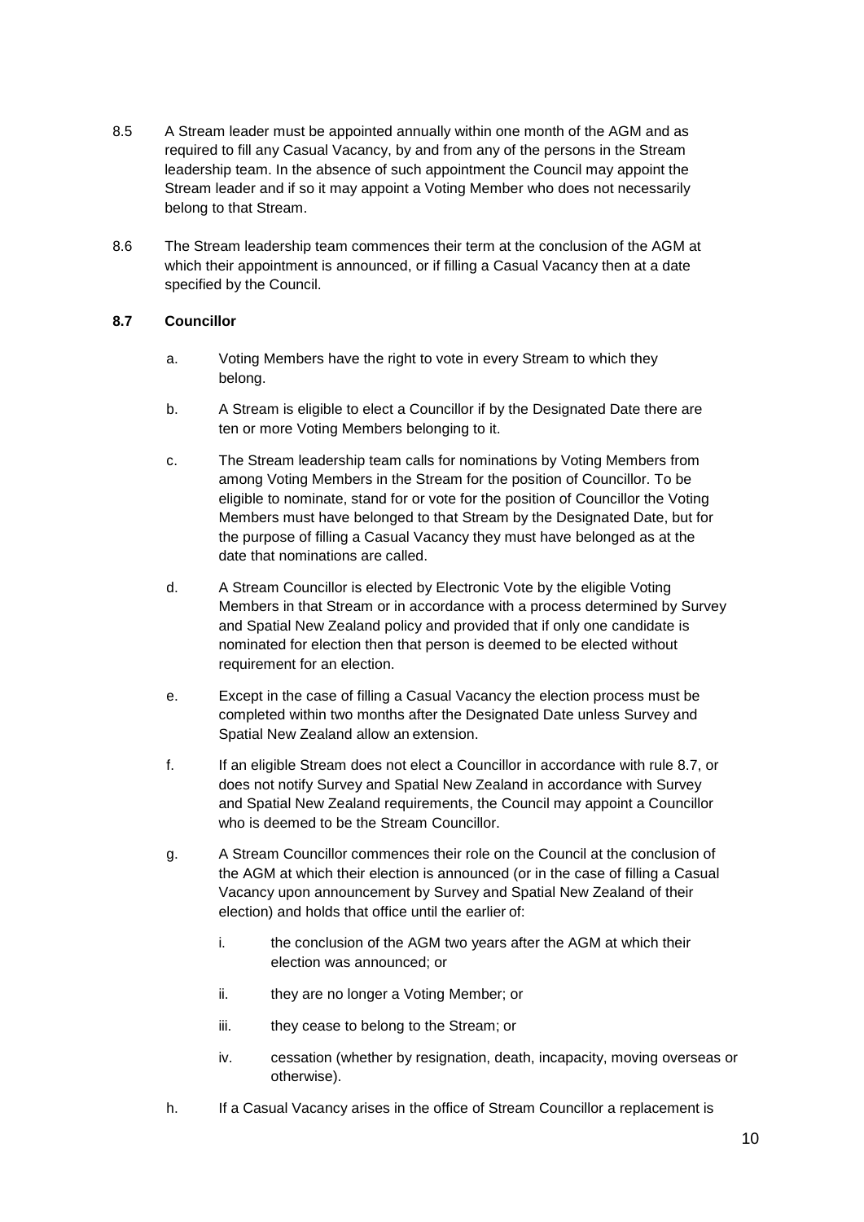8.5 A Stream leader must be appointed annually within one month of the AGM and as required to fill any Casual Vacancy, by and from any of the persons in the Stream leadership team. In the absence of such appointment the Council may appoint the Stream leader and if so it may appoint a Voting Member who does not necessarily belong to that Stream.

8.6 The Stream leadership team commences their term at the conclusion of the AGM at which their appointment is announced, or if filling a Casual Vacancy then at a date specified by the Council.

**8.7 Councillor**

a. Voting Members have the right to vote in every Stream to which they belong.

b. A Stream is eligible to elect a Councillor if by the Designated Date there are ten or more Voting Members belonging to it.

c. The Stream leadership team calls for nominations by Voting Members from among Voting Members in the Stream for the position of Councillor. To be eligible to nominate, stand for or vote for the position of Councillor the Voting Members must have belonged to that Stream by the Designated Date, but for the purpose of filling a Casual Vacancy they must have belonged as at the date that nominations are called.

d. A Stream Councillor is elected by Electronic Vote by the eligible Voting Members in that Stream or in accordance with a process determined by Survey and Spatial New Zealand policy and provided that if only one candidate is nominated for election then that person is deemed to be elected without requirement for an election.

e. Except in the case of filling a Casual Vacancy the election process must be completed within two months after the Designated Date unless Survey and Spatial New Zealand allow an extension.

f. If an eligible Stream does not elect a Councillor in accordance with rule 8.7, or does not notify Survey and Spatial New Zealand in accordance with Survey and Spatial New Zealand requirements, the Council may appoint a Councillor who is deemed to be the Stream Councillor.

g. A Stream Councillor commences their role on the Council at the conclusion of the AGM at which their election is announced (or in the case of filling a Casual Vacancy upon announcement by Survey and Spatial New Zealand of their election) and holds that office until the earlier of:

   i. the conclusion of the AGM two years after the AGM at which their election was announced; or

   ii. they are no longer a Voting Member; or

   iii. they cease to belong to the Stream; or

   iv. cessation (whether by resignation, death, incapacity, moving overseas or otherwise).

h. If a Casual Vacancy arises in the office of Stream Councillor a replacement is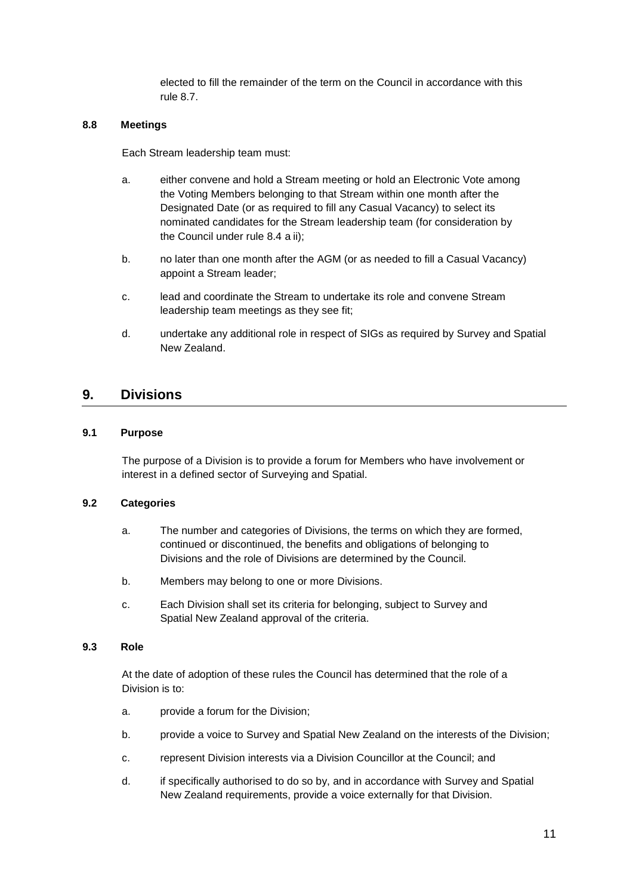elected to fill the remainder of the term on the Council in accordance with this rule 8.7.

### 8.8 Meetings

Each Stream leadership team must:

a. either convene and hold a Stream meeting or hold an Electronic Vote among the Voting Members belonging to that Stream within one month after the Designated Date (or as required to fill any Casual Vacancy) to select its nominated candidates for the Stream leadership team (for consideration by the Council under rule 8.4 a ii);

b. no later than one month after the AGM (or as needed to fill a Casual Vacancy) appoint a Stream leader;

c. lead and coordinate the Stream to undertake its role and convene Stream leadership team meetings as they see fit;

d. undertake any additional role in respect of SIGs as required by Survey and Spatial New Zealand.

## 9. Divisions

### 9.1 Purpose

The purpose of a Division is to provide a forum for Members who have involvement or interest in a defined sector of Surveying and Spatial.

### 9.2 Categories

a. The number and categories of Divisions, the terms on which they are formed, continued or discontinued, the benefits and obligations of belonging to Divisions and the role of Divisions are determined by the Council.

b. Members may belong to one or more Divisions.

c. Each Division shall set its criteria for belonging, subject to Survey and Spatial New Zealand approval of the criteria.

### 9.3 Role

At the date of adoption of these rules the Council has determined that the role of a Division is to:

a. provide a forum for the Division;

b. provide a voice to Survey and Spatial New Zealand on the interests of the Division;

c. represent Division interests via a Division Councillor at the Council; and

d. if specifically authorised to do so by, and in accordance with Survey and Spatial New Zealand requirements, provide a voice externally for that Division.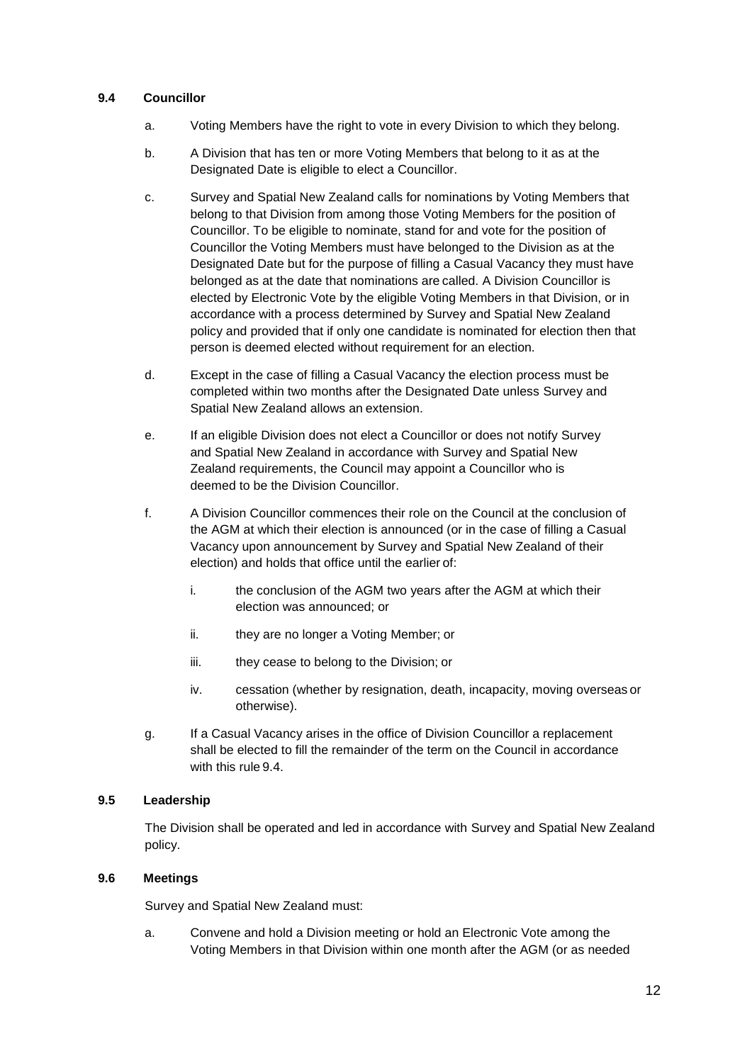### 9.4 Councillor

a. Voting Members have the right to vote in every Division to which they belong.

b. A Division that has ten or more Voting Members that belong to it as at the Designated Date is eligible to elect a Councillor.

c. Survey and Spatial New Zealand calls for nominations by Voting Members that belong to that Division from among those Voting Members for the position of Councillor. To be eligible to nominate, stand for and vote for the position of Councillor the Voting Members must have belonged to the Division as at the Designated Date but for the purpose of filling a Casual Vacancy they must have belonged as at the date that nominations are called. A Division Councillor is elected by Electronic Vote by the eligible Voting Members in that Division, or in accordance with a process determined by Survey and Spatial New Zealand policy and provided that if only one candidate is nominated for election then that person is deemed elected without requirement for an election.

d. Except in the case of filling a Casual Vacancy the election process must be completed within two months after the Designated Date unless Survey and Spatial New Zealand allows an extension.

e. If an eligible Division does not elect a Councillor or does not notify Survey and Spatial New Zealand in accordance with Survey and Spatial New Zealand requirements, the Council may appoint a Councillor who is deemed to be the Division Councillor.

f. A Division Councillor commences their role on the Council at the conclusion of the AGM at which their election is announced (or in the case of filling a Casual Vacancy upon announcement by Survey and Spatial New Zealand of their election) and holds that office until the earlier of:

   i. the conclusion of the AGM two years after the AGM at which their election was announced; or

   ii. they are no longer a Voting Member; or

   iii. they cease to belong to the Division; or

   iv. cessation (whether by resignation, death, incapacity, moving overseas or otherwise).

g. If a Casual Vacancy arises in the office of Division Councillor a replacement shall be elected to fill the remainder of the term on the Council in accordance with this rule 9.4.

### 9.5 Leadership

The Division shall be operated and led in accordance with Survey and Spatial New Zealand policy.

### 9.6 Meetings

Survey and Spatial New Zealand must:

a. Convene and hold a Division meeting or hold an Electronic Vote among the Voting Members in that Division within one month after the AGM (or as needed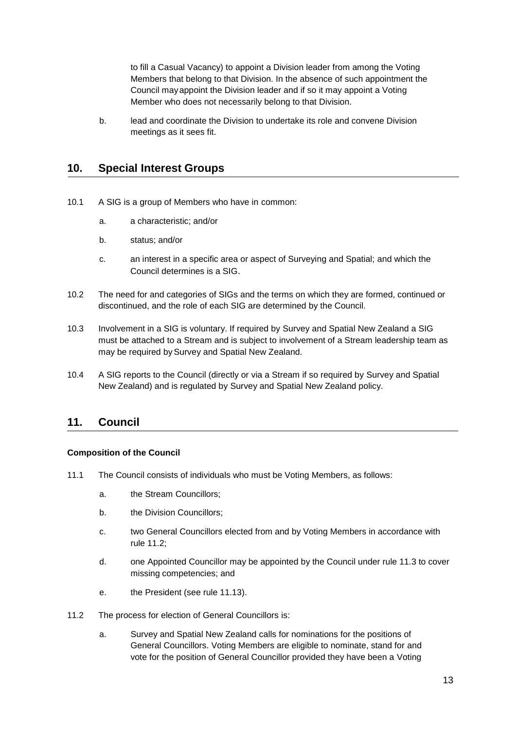to fill a Casual Vacancy) to appoint a Division leader from among the Voting Members that belong to that Division. In the absence of such appointment the Council may appoint the Division leader and if so it may appoint a Voting Member who does not necessarily belong to that Division.

b. lead and coordinate the Division to undertake its role and convene Division meetings as it sees fit.

## 10. Special Interest Groups

10.1 A SIG is a group of Members who have in common:

a. a characteristic; and/or

b. status; and/or

c. an interest in a specific area or aspect of Surveying and Spatial; and which the Council determines is a SIG.

10.2 The need for and categories of SIGs and the terms on which they are formed, continued or discontinued, and the role of each SIG are determined by the Council.

10.3 Involvement in a SIG is voluntary. If required by Survey and Spatial New Zealand a SIG must be attached to a Stream and is subject to involvement of a Stream leadership team as may be required by Survey and Spatial New Zealand.

10.4 A SIG reports to the Council (directly or via a Stream if so required by Survey and Spatial New Zealand) and is regulated by Survey and Spatial New Zealand policy.

## 11. Council

**Composition of the Council**

11.1 The Council consists of individuals who must be Voting Members, as follows:

a. the Stream Councillors;

b. the Division Councillors;

c. two General Councillors elected from and by Voting Members in accordance with rule 11.2;

d. one Appointed Councillor may be appointed by the Council under rule 11.3 to cover missing competencies; and

e. the President (see rule 11.13).

11.2 The process for election of General Councillors is:

a. Survey and Spatial New Zealand calls for nominations for the positions of General Councillors. Voting Members are eligible to nominate, stand for and vote for the position of General Councillor provided they have been a Voting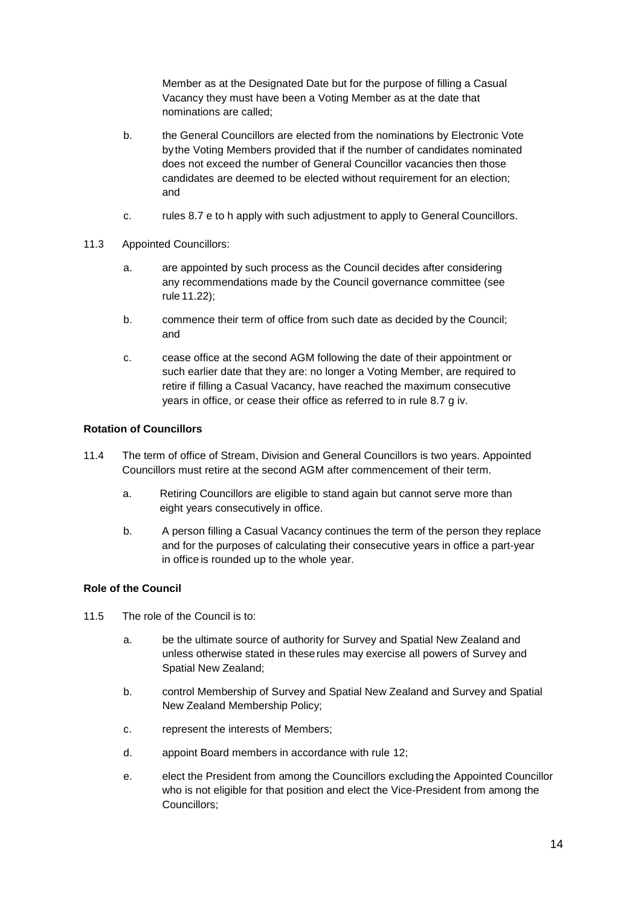Member as at the Designated Date but for the purpose of filling a Casual Vacancy they must have been a Voting Member as at the date that nominations are called;

b. the General Councillors are elected from the nominations by Electronic Vote by the Voting Members provided that if the number of candidates nominated does not exceed the number of General Councillor vacancies then those candidates are deemed to be elected without requirement for an election; and

c. rules 8.7 e to h apply with such adjustment to apply to General Councillors.

11.3 Appointed Councillors:

a. are appointed by such process as the Council decides after considering any recommendations made by the Council governance committee (see rule 11.22);

b. commence their term of office from such date as decided by the Council; and

c. cease office at the second AGM following the date of their appointment or such earlier date that they are: no longer a Voting Member, are required to retire if filling a Casual Vacancy, have reached the maximum consecutive years in office, or cease their office as referred to in rule 8.7 g iv.

**Rotation of Councillors**

11.4 The term of office of Stream, Division and General Councillors is two years. Appointed Councillors must retire at the second AGM after commencement of their term.

a. Retiring Councillors are eligible to stand again but cannot serve more than eight years consecutively in office.

b. A person filling a Casual Vacancy continues the term of the person they replace and for the purposes of calculating their consecutive years in office a part-year in office is rounded up to the whole year.

**Role of the Council**

11.5 The role of the Council is to:

a. be the ultimate source of authority for Survey and Spatial New Zealand and unless otherwise stated in these rules may exercise all powers of Survey and Spatial New Zealand;

b. control Membership of Survey and Spatial New Zealand and Survey and Spatial New Zealand Membership Policy;

c. represent the interests of Members;

d. appoint Board members in accordance with rule 12;

e. elect the President from among the Councillors excluding the Appointed Councillor who is not eligible for that position and elect the Vice-President from among the Councillors;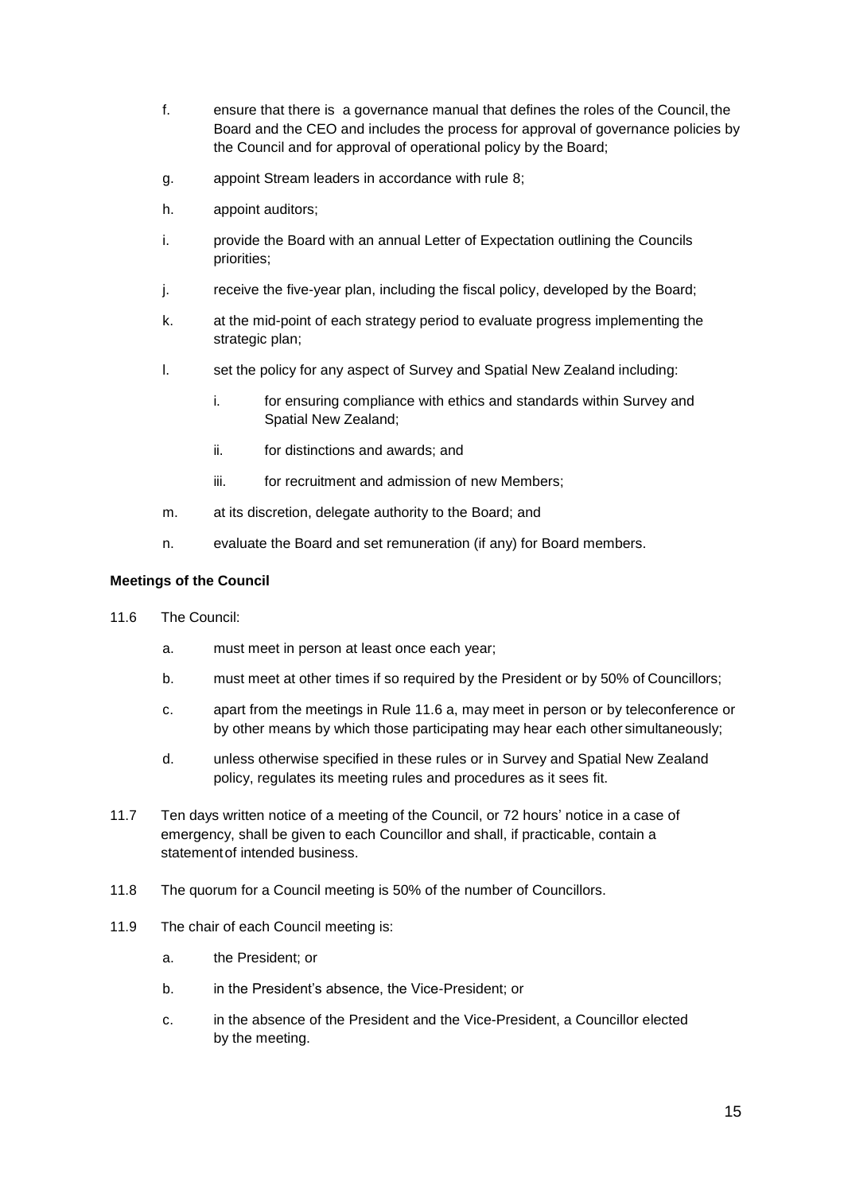f. ensure that there is a governance manual that defines the roles of the Council, the Board and the CEO and includes the process for approval of governance policies by the Council and for approval of operational policy by the Board;

g. appoint Stream leaders in accordance with rule 8;

h. appoint auditors;

i. provide the Board with an annual Letter of Expectation outlining the Councils priorities;

j. receive the five-year plan, including the fiscal policy, developed by the Board;

k. at the mid-point of each strategy period to evaluate progress implementing the strategic plan;

l. set the policy for any aspect of Survey and Spatial New Zealand including:

   i. for ensuring compliance with ethics and standards within Survey and Spatial New Zealand;

   ii. for distinctions and awards; and

   iii. for recruitment and admission of new Members;

m. at its discretion, delegate authority to the Board; and

n. evaluate the Board and set remuneration (if any) for Board members.

**Meetings of the Council**

11.6 The Council:

a. must meet in person at least once each year;

b. must meet at other times if so required by the President or by 50% of Councillors;

c. apart from the meetings in Rule 11.6 a, may meet in person or by teleconference or by other means by which those participating may hear each other simultaneously;

d. unless otherwise specified in these rules or in Survey and Spatial New Zealand policy, regulates its meeting rules and procedures as it sees fit.

11.7 Ten days written notice of a meeting of the Council, or 72 hours' notice in a case of emergency, shall be given to each Councillor and shall, if practicable, contain a statement of intended business.

11.8 The quorum for a Council meeting is 50% of the number of Councillors.

11.9 The chair of each Council meeting is:

a. the President; or

b. in the President's absence, the Vice-President; or

c. in the absence of the President and the Vice-President, a Councillor elected by the meeting.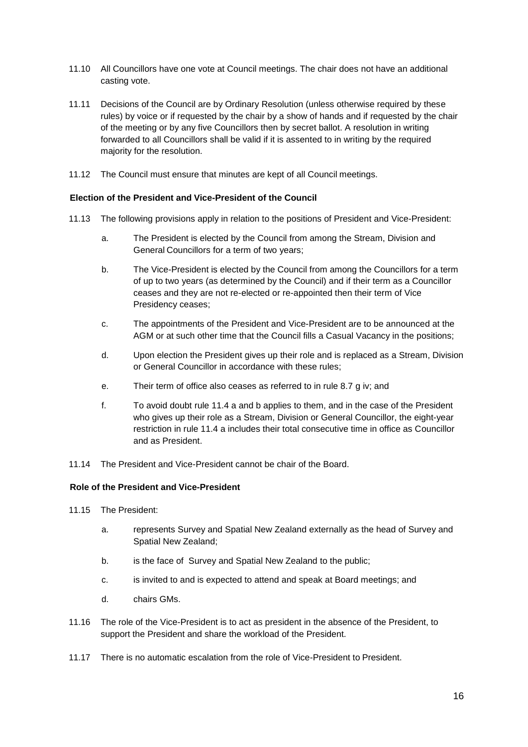11.10 All Councillors have one vote at Council meetings. The chair does not have an additional casting vote.

11.11 Decisions of the Council are by Ordinary Resolution (unless otherwise required by these rules) by voice or if requested by the chair by a show of hands and if requested by the chair of the meeting or by any five Councillors then by secret ballot. A resolution in writing forwarded to all Councillors shall be valid if it is assented to in writing by the required majority for the resolution.

11.12 The Council must ensure that minutes are kept of all Council meetings.

**Election of the President and Vice-President of the Council**

11.13 The following provisions apply in relation to the positions of President and Vice-President:

a. The President is elected by the Council from among the Stream, Division and General Councillors for a term of two years;

b. The Vice-President is elected by the Council from among the Councillors for a term of up to two years (as determined by the Council) and if their term as a Councillor ceases and they are not re-elected or re-appointed then their term of Vice Presidency ceases;

c. The appointments of the President and Vice-President are to be announced at the AGM or at such other time that the Council fills a Casual Vacancy in the positions;

d. Upon election the President gives up their role and is replaced as a Stream, Division or General Councillor in accordance with these rules;

e. Their term of office also ceases as referred to in rule 8.7 g iv; and

f. To avoid doubt rule 11.4 a and b applies to them, and in the case of the President who gives up their role as a Stream, Division or General Councillor, the eight-year restriction in rule 11.4 a includes their total consecutive time in office as Councillor and as President.

11.14 The President and Vice-President cannot be chair of the Board.

**Role of the President and Vice-President**

11.15 The President:

a. represents Survey and Spatial New Zealand externally as the head of Survey and Spatial New Zealand;

b. is the face of Survey and Spatial New Zealand to the public;

c. is invited to and is expected to attend and speak at Board meetings; and

d. chairs GMs.

11.16 The role of the Vice-President is to act as president in the absence of the President, to support the President and share the workload of the President.

11.17 There is no automatic escalation from the role of Vice-President to President.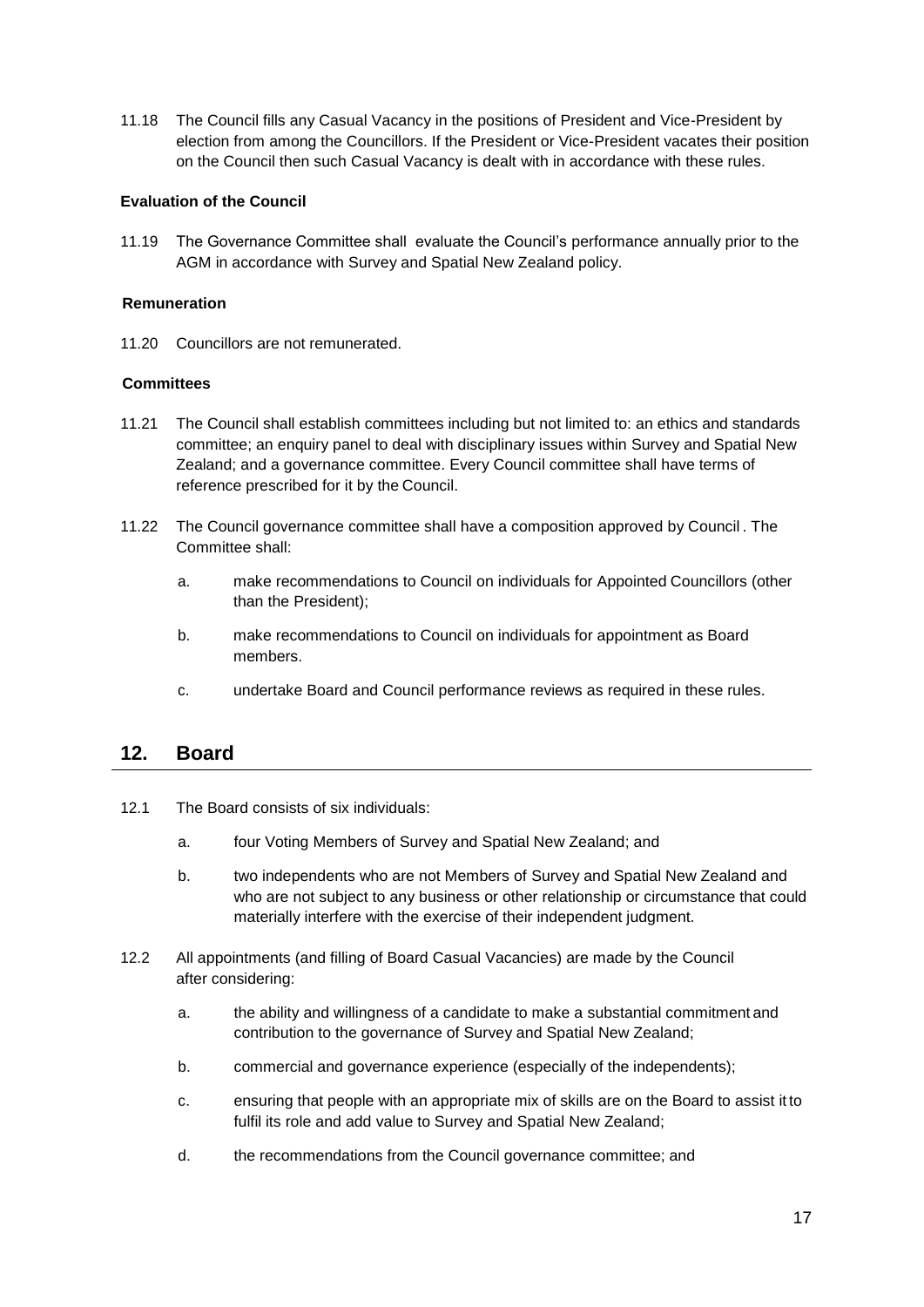11.18 The Council fills any Casual Vacancy in the positions of President and Vice-President by election from among the Councillors. If the President or Vice-President vacates their position on the Council then such Casual Vacancy is dealt with in accordance with these rules.

**Evaluation of the Council**

11.19 The Governance Committee shall evaluate the Council's performance annually prior to the AGM in accordance with Survey and Spatial New Zealand policy.

**Remuneration**

11.20 Councillors are not remunerated.

**Committees**

11.21 The Council shall establish committees including but not limited to: an ethics and standards committee; an enquiry panel to deal with disciplinary issues within Survey and Spatial New Zealand; and a governance committee. Every Council committee shall have terms of reference prescribed for it by the Council.

11.22 The Council governance committee shall have a composition approved by Council . The Committee shall:

a. make recommendations to Council on individuals for Appointed Councillors (other than the President);

b. make recommendations to Council on individuals for appointment as Board members.

c. undertake Board and Council performance reviews as required in these rules.

## 12. Board

12.1 The Board consists of six individuals:

a. four Voting Members of Survey and Spatial New Zealand; and

b. two independents who are not Members of Survey and Spatial New Zealand and who are not subject to any business or other relationship or circumstance that could materially interfere with the exercise of their independent judgment.

12.2 All appointments (and filling of Board Casual Vacancies) are made by the Council after considering:

a. the ability and willingness of a candidate to make a substantial commitment and contribution to the governance of Survey and Spatial New Zealand;

b. commercial and governance experience (especially of the independents);

c. ensuring that people with an appropriate mix of skills are on the Board to assist it to fulfil its role and add value to Survey and Spatial New Zealand;

d. the recommendations from the Council governance committee; and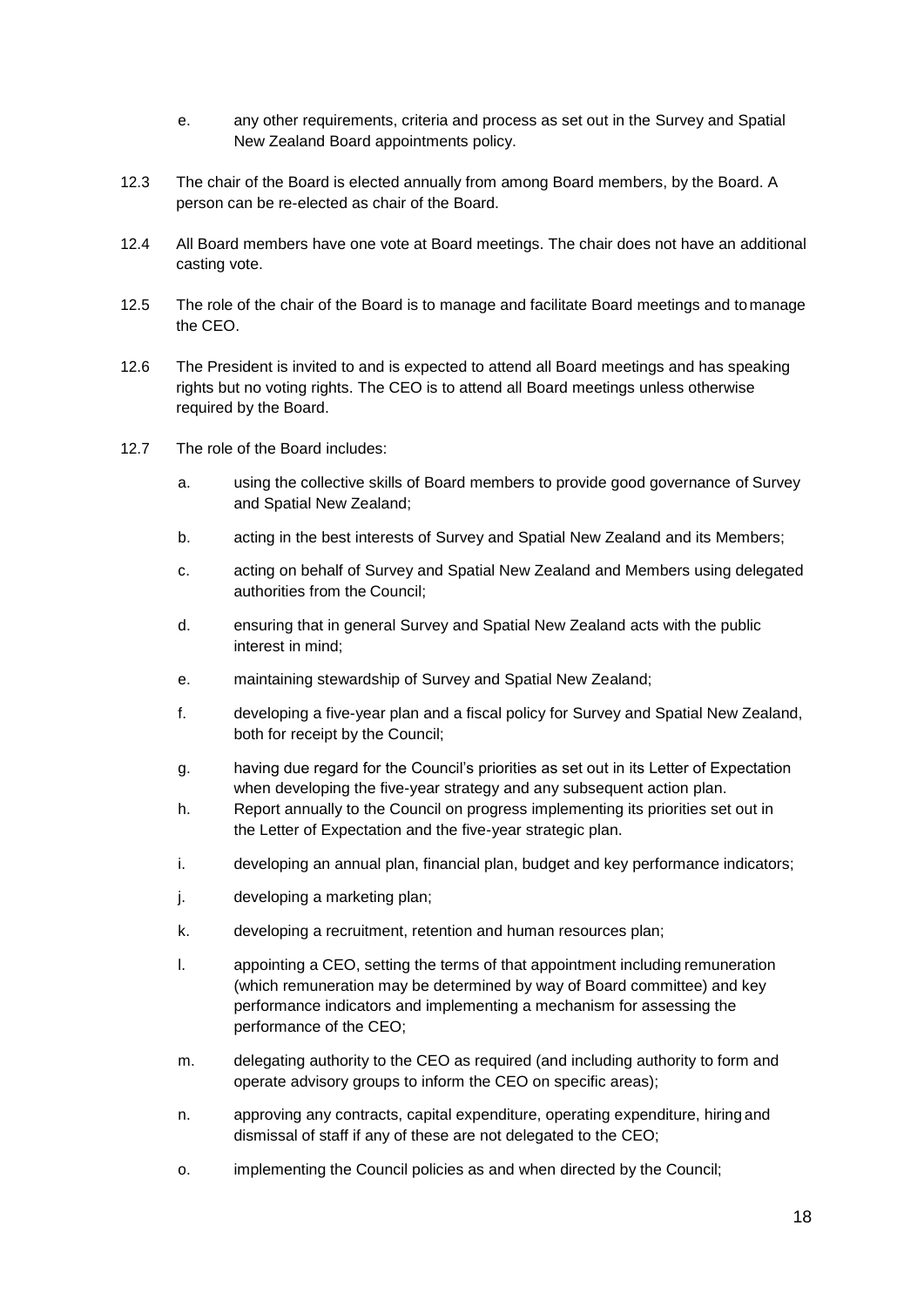e. any other requirements, criteria and process as set out in the Survey and Spatial New Zealand Board appointments policy.

12.3 The chair of the Board is elected annually from among Board members, by the Board. A person can be re-elected as chair of the Board.

12.4 All Board members have one vote at Board meetings. The chair does not have an additional casting vote.

12.5 The role of the chair of the Board is to manage and facilitate Board meetings and to manage the CEO.

12.6 The President is invited to and is expected to attend all Board meetings and has speaking rights but no voting rights. The CEO is to attend all Board meetings unless otherwise required by the Board.

12.7 The role of the Board includes:

a. using the collective skills of Board members to provide good governance of Survey and Spatial New Zealand;

b. acting in the best interests of Survey and Spatial New Zealand and its Members;

c. acting on behalf of Survey and Spatial New Zealand and Members using delegated authorities from the Council;

d. ensuring that in general Survey and Spatial New Zealand acts with the public interest in mind;

e. maintaining stewardship of Survey and Spatial New Zealand;

f. developing a five-year plan and a fiscal policy for Survey and Spatial New Zealand, both for receipt by the Council;

g. having due regard for the Council's priorities as set out in its Letter of Expectation when developing the five-year strategy and any subsequent action plan.

h. Report annually to the Council on progress implementing its priorities set out in the Letter of Expectation and the five-year strategic plan.

i. developing an annual plan, financial plan, budget and key performance indicators;

j. developing a marketing plan;

k. developing a recruitment, retention and human resources plan;

l. appointing a CEO, setting the terms of that appointment including remuneration (which remuneration may be determined by way of Board committee) and key performance indicators and implementing a mechanism for assessing the performance of the CEO;

m. delegating authority to the CEO as required (and including authority to form and operate advisory groups to inform the CEO on specific areas);

n. approving any contracts, capital expenditure, operating expenditure, hiring and dismissal of staff if any of these are not delegated to the CEO;

o. implementing the Council policies as and when directed by the Council;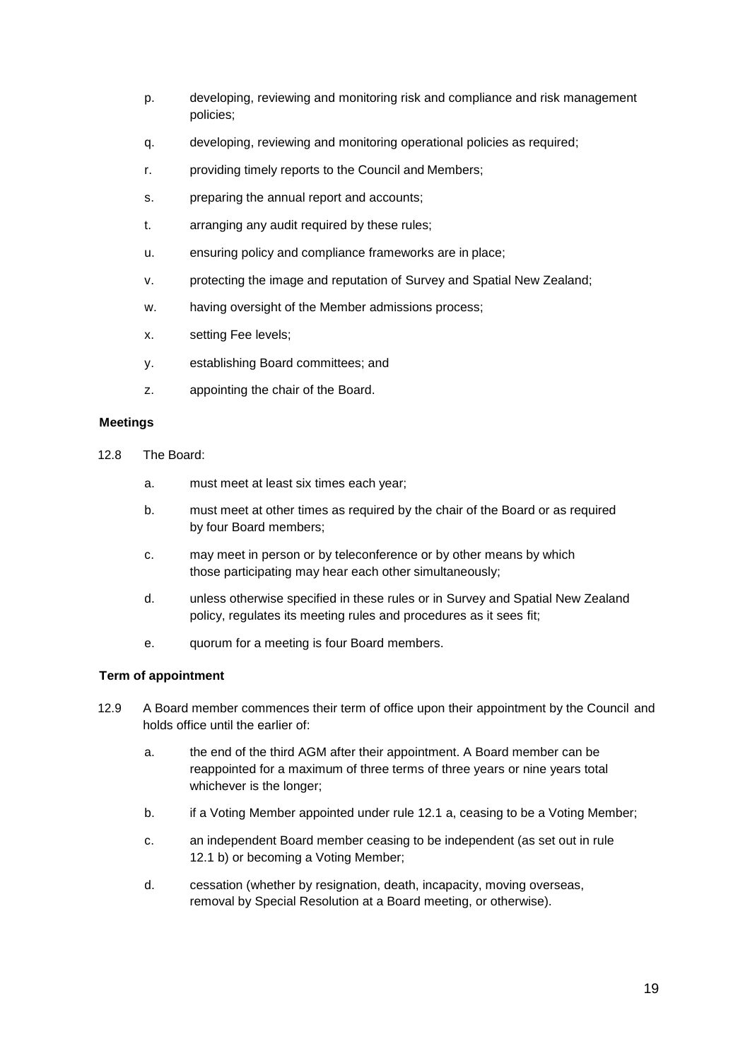p. developing, reviewing and monitoring risk and compliance and risk management policies;

q. developing, reviewing and monitoring operational policies as required;

r. providing timely reports to the Council and Members;

s. preparing the annual report and accounts;

t. arranging any audit required by these rules;

u. ensuring policy and compliance frameworks are in place;

v. protecting the image and reputation of Survey and Spatial New Zealand;

w. having oversight of the Member admissions process;

x. setting Fee levels;

y. establishing Board committees; and

z. appointing the chair of the Board.

**Meetings**

12.8 The Board:

a. must meet at least six times each year;

b. must meet at other times as required by the chair of the Board or as required by four Board members;

c. may meet in person or by teleconference or by other means by which those participating may hear each other simultaneously;

d. unless otherwise specified in these rules or in Survey and Spatial New Zealand policy, regulates its meeting rules and procedures as it sees fit;

e. quorum for a meeting is four Board members.

**Term of appointment**

12.9 A Board member commences their term of office upon their appointment by the Council and holds office until the earlier of:

a. the end of the third AGM after their appointment. A Board member can be reappointed for a maximum of three terms of three years or nine years total whichever is the longer;

b. if a Voting Member appointed under rule 12.1 a, ceasing to be a Voting Member;

c. an independent Board member ceasing to be independent (as set out in rule 12.1 b) or becoming a Voting Member;

d. cessation (whether by resignation, death, incapacity, moving overseas, removal by Special Resolution at a Board meeting, or otherwise).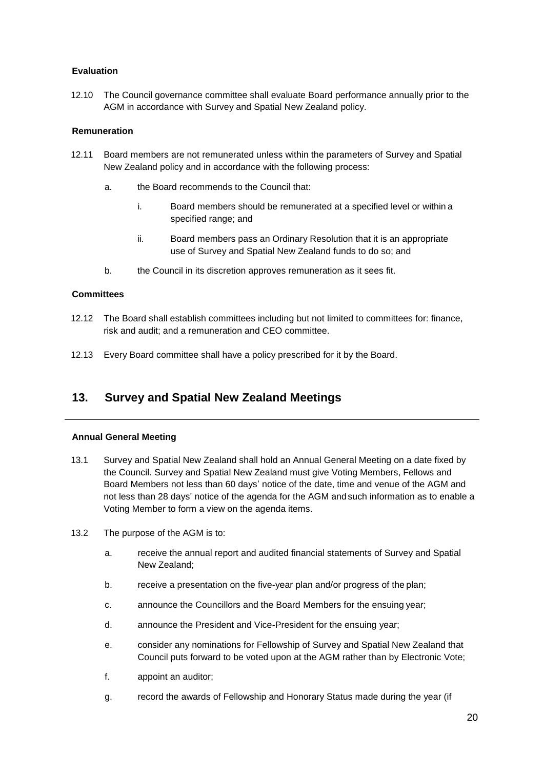**Evaluation**

12.10 The Council governance committee shall evaluate Board performance annually prior to the AGM in accordance with Survey and Spatial New Zealand policy.

**Remuneration**

12.11 Board members are not remunerated unless within the parameters of Survey and Spatial New Zealand policy and in accordance with the following process:

- a. the Board recommends to the Council that:
  - i. Board members should be remunerated at a specified level or within a specified range; and
  - ii. Board members pass an Ordinary Resolution that it is an appropriate use of Survey and Spatial New Zealand funds to do so; and
- b. the Council in its discretion approves remuneration as it sees fit.

**Committees**

12.12 The Board shall establish committees including but not limited to committees for: finance, risk and audit; and a remuneration and CEO committee.

12.13 Every Board committee shall have a policy prescribed for it by the Board.

## 13. Survey and Spatial New Zealand Meetings

**Annual General Meeting**

13.1 Survey and Spatial New Zealand shall hold an Annual General Meeting on a date fixed by the Council. Survey and Spatial New Zealand must give Voting Members, Fellows and Board Members not less than 60 days' notice of the date, time and venue of the AGM and not less than 28 days' notice of the agenda for the AGM and such information as to enable a Voting Member to form a view on the agenda items.

13.2 The purpose of the AGM is to:

- a. receive the annual report and audited financial statements of Survey and Spatial New Zealand;
- b. receive a presentation on the five-year plan and/or progress of the plan;
- c. announce the Councillors and the Board Members for the ensuing year;
- d. announce the President and Vice-President for the ensuing year;
- e. consider any nominations for Fellowship of Survey and Spatial New Zealand that Council puts forward to be voted upon at the AGM rather than by Electronic Vote;
- f. appoint an auditor;
- g. record the awards of Fellowship and Honorary Status made during the year (if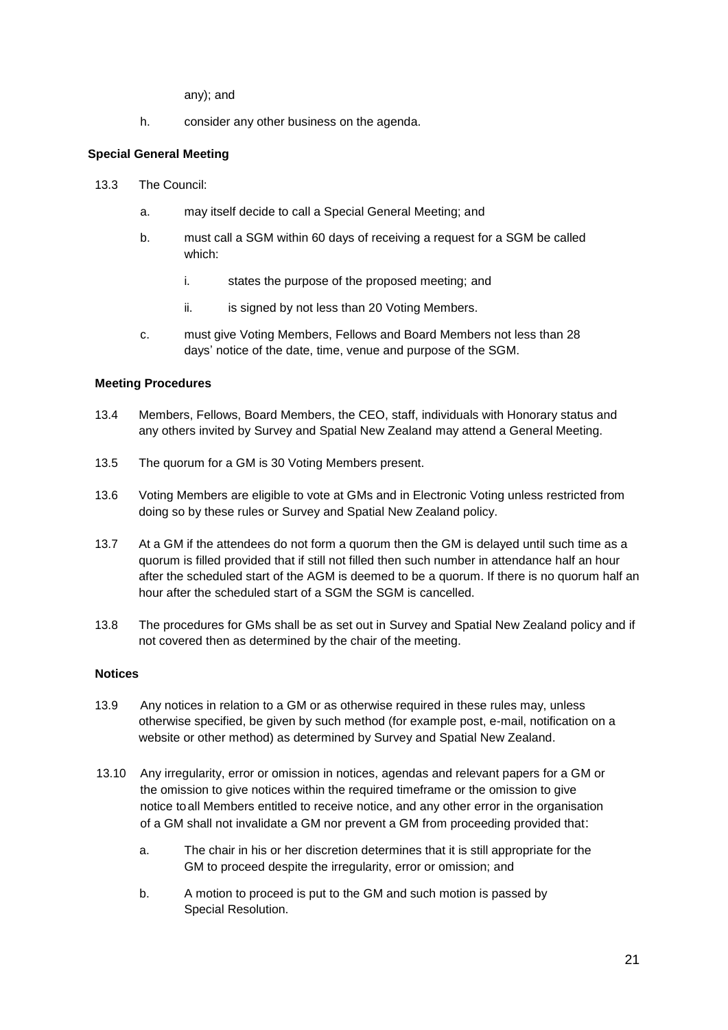any); and

h. consider any other business on the agenda.

**Special General Meeting**

13.3 The Council:

a. may itself decide to call a Special General Meeting; and

b. must call a SGM within 60 days of receiving a request for a SGM be called which:

i. states the purpose of the proposed meeting; and

ii. is signed by not less than 20 Voting Members.

c. must give Voting Members, Fellows and Board Members not less than 28 days' notice of the date, time, venue and purpose of the SGM.

**Meeting Procedures**

13.4 Members, Fellows, Board Members, the CEO, staff, individuals with Honorary status and any others invited by Survey and Spatial New Zealand may attend a General Meeting.

13.5 The quorum for a GM is 30 Voting Members present.

13.6 Voting Members are eligible to vote at GMs and in Electronic Voting unless restricted from doing so by these rules or Survey and Spatial New Zealand policy.

13.7 At a GM if the attendees do not form a quorum then the GM is delayed until such time as a quorum is filled provided that if still not filled then such number in attendance half an hour after the scheduled start of the AGM is deemed to be a quorum. If there is no quorum half an hour after the scheduled start of a SGM the SGM is cancelled.

13.8 The procedures for GMs shall be as set out in Survey and Spatial New Zealand policy and if not covered then as determined by the chair of the meeting.

**Notices**

13.9 Any notices in relation to a GM or as otherwise required in these rules may, unless otherwise specified, be given by such method (for example post, e-mail, notification on a website or other method) as determined by Survey and Spatial New Zealand.

13.10 Any irregularity, error or omission in notices, agendas and relevant papers for a GM or the omission to give notices within the required timeframe or the omission to give notice to all Members entitled to receive notice, and any other error in the organisation of a GM shall not invalidate a GM nor prevent a GM from proceeding provided that:

a. The chair in his or her discretion determines that it is still appropriate for the GM to proceed despite the irregularity, error or omission; and

b. A motion to proceed is put to the GM and such motion is passed by Special Resolution.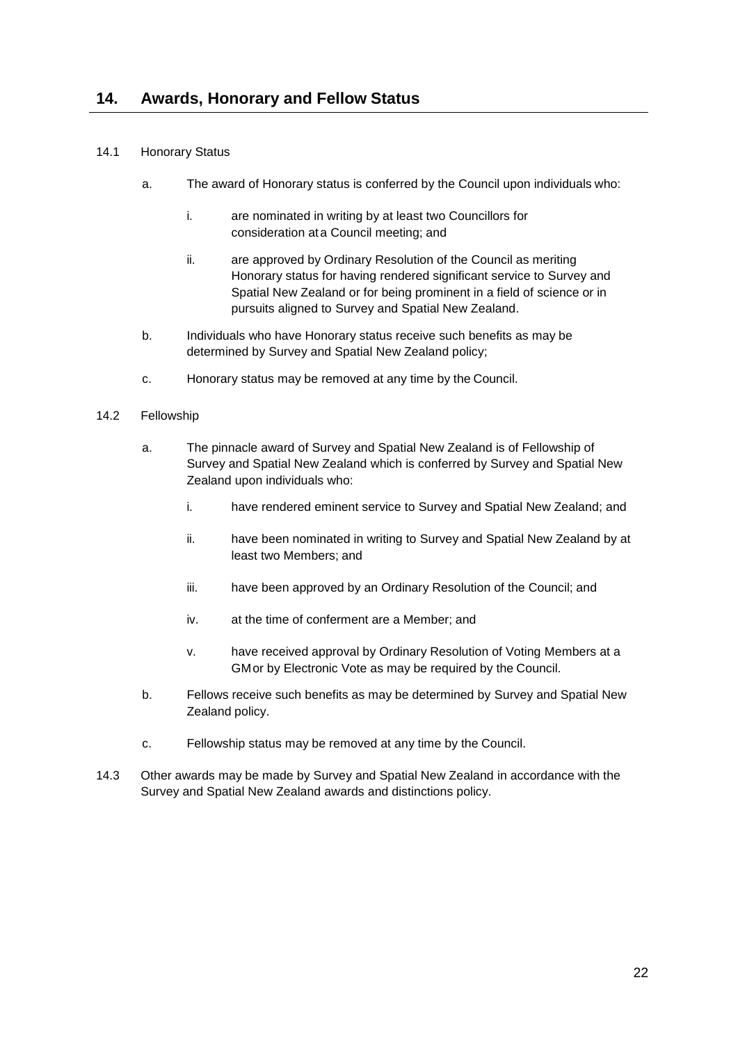## 14. Awards, Honorary and Fellow Status

14.1 Honorary Status

a. The award of Honorary status is conferred by the Council upon individuals who:

   i. are nominated in writing by at least two Councillors for consideration at a Council meeting; and

   ii. are approved by Ordinary Resolution of the Council as meriting Honorary status for having rendered significant service to Survey and Spatial New Zealand or for being prominent in a field of science or in pursuits aligned to Survey and Spatial New Zealand.

b. Individuals who have Honorary status receive such benefits as may be determined by Survey and Spatial New Zealand policy;

c. Honorary status may be removed at any time by the Council.

14.2 Fellowship

a. The pinnacle award of Survey and Spatial New Zealand is of Fellowship of Survey and Spatial New Zealand which is conferred by Survey and Spatial New Zealand upon individuals who:

   i. have rendered eminent service to Survey and Spatial New Zealand; and

   ii. have been nominated in writing to Survey and Spatial New Zealand by at least two Members; and

   iii. have been approved by an Ordinary Resolution of the Council; and

   iv. at the time of conferment are a Member; and

   v. have received approval by Ordinary Resolution of Voting Members at a GM or by Electronic Vote as may be required by the Council.

b. Fellows receive such benefits as may be determined by Survey and Spatial New Zealand policy.

c. Fellowship status may be removed at any time by the Council.

14.3 Other awards may be made by Survey and Spatial New Zealand in accordance with the Survey and Spatial New Zealand awards and distinctions policy.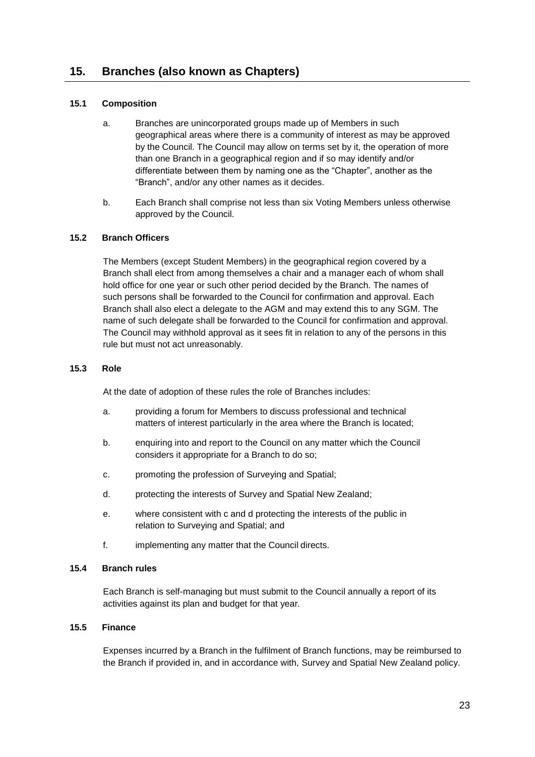## 15. Branches (also known as Chapters)

### 15.1 Composition

a. Branches are unincorporated groups made up of Members in such geographical areas where there is a community of interest as may be approved by the Council. The Council may allow on terms set by it, the operation of more than one Branch in a geographical region and if so may identify and/or differentiate between them by naming one as the "Chapter", another as the "Branch", and/or any other names as it decides.

b. Each Branch shall comprise not less than six Voting Members unless otherwise approved by the Council.

### 15.2 Branch Officers

The Members (except Student Members) in the geographical region covered by a Branch shall elect from among themselves a chair and a manager each of whom shall hold office for one year or such other period decided by the Branch. The names of such persons shall be forwarded to the Council for confirmation and approval. Each Branch shall also elect a delegate to the AGM and may extend this to any SGM. The name of such delegate shall be forwarded to the Council for confirmation and approval. The Council may withhold approval as it sees fit in relation to any of the persons in this rule but must not act unreasonably.

### 15.3 Role

At the date of adoption of these rules the role of Branches includes:

a. providing a forum for Members to discuss professional and technical matters of interest particularly in the area where the Branch is located;

b. enquiring into and report to the Council on any matter which the Council considers it appropriate for a Branch to do so;

c. promoting the profession of Surveying and Spatial;

d. protecting the interests of Survey and Spatial New Zealand;

e. where consistent with c and d protecting the interests of the public in relation to Surveying and Spatial; and

f. implementing any matter that the Council directs.

### 15.4 Branch rules

Each Branch is self-managing but must submit to the Council annually a report of its activities against its plan and budget for that year.

### 15.5 Finance

Expenses incurred by a Branch in the fulfilment of Branch functions, may be reimbursed to the Branch if provided in, and in accordance with, Survey and Spatial New Zealand policy.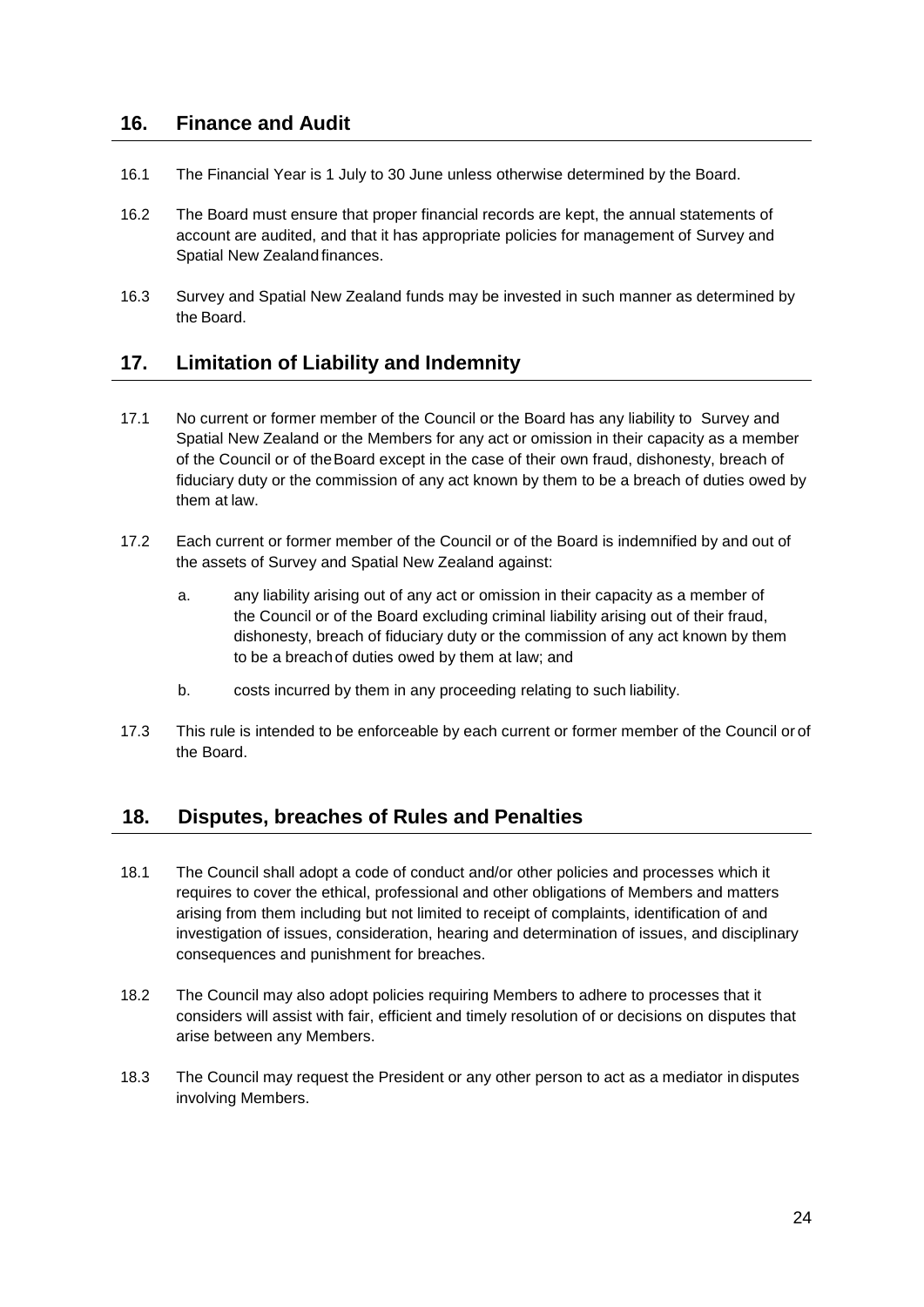## 16. Finance and Audit

16.1 The Financial Year is 1 July to 30 June unless otherwise determined by the Board.

16.2 The Board must ensure that proper financial records are kept, the annual statements of account are audited, and that it has appropriate policies for management of Survey and Spatial New Zealand finances.

16.3 Survey and Spatial New Zealand funds may be invested in such manner as determined by the Board.

## 17. Limitation of Liability and Indemnity

17.1 No current or former member of the Council or the Board has any liability to Survey and Spatial New Zealand or the Members for any act or omission in their capacity as a member of the Council or of the Board except in the case of their own fraud, dishonesty, breach of fiduciary duty or the commission of any act known by them to be a breach of duties owed by them at law.

17.2 Each current or former member of the Council or of the Board is indemnified by and out of the assets of Survey and Spatial New Zealand against:

a. any liability arising out of any act or omission in their capacity as a member of the Council or of the Board excluding criminal liability arising out of their fraud, dishonesty, breach of fiduciary duty or the commission of any act known by them to be a breach of duties owed by them at law; and

b. costs incurred by them in any proceeding relating to such liability.

17.3 This rule is intended to be enforceable by each current or former member of the Council or of the Board.

## 18. Disputes, breaches of Rules and Penalties

18.1 The Council shall adopt a code of conduct and/or other policies and processes which it requires to cover the ethical, professional and other obligations of Members and matters arising from them including but not limited to receipt of complaints, identification of and investigation of issues, consideration, hearing and determination of issues, and disciplinary consequences and punishment for breaches.

18.2 The Council may also adopt policies requiring Members to adhere to processes that it considers will assist with fair, efficient and timely resolution of or decisions on disputes that arise between any Members.

18.3 The Council may request the President or any other person to act as a mediator in disputes involving Members.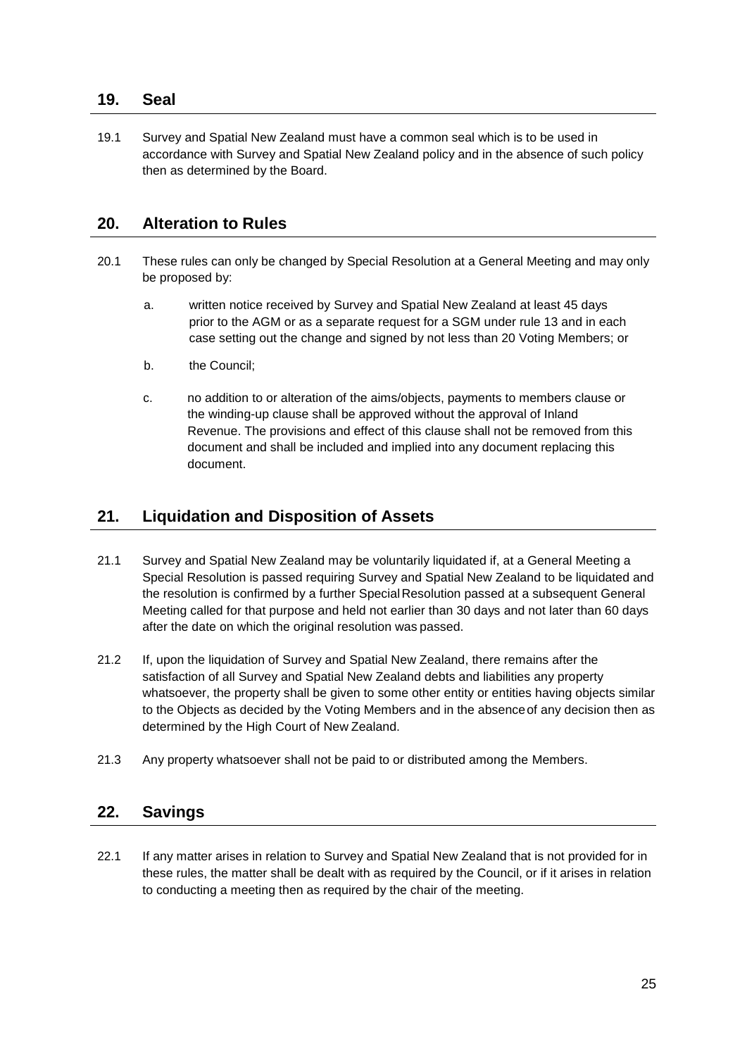## 19. Seal

19.1 Survey and Spatial New Zealand must have a common seal which is to be used in accordance with Survey and Spatial New Zealand policy and in the absence of such policy then as determined by the Board.

## 20. Alteration to Rules

20.1 These rules can only be changed by Special Resolution at a General Meeting and may only be proposed by:

a. written notice received by Survey and Spatial New Zealand at least 45 days prior to the AGM or as a separate request for a SGM under rule 13 and in each case setting out the change and signed by not less than 20 Voting Members; or

b. the Council;

c. no addition to or alteration of the aims/objects, payments to members clause or the winding-up clause shall be approved without the approval of Inland Revenue. The provisions and effect of this clause shall not be removed from this document and shall be included and implied into any document replacing this document.

## 21. Liquidation and Disposition of Assets

21.1 Survey and Spatial New Zealand may be voluntarily liquidated if, at a General Meeting a Special Resolution is passed requiring Survey and Spatial New Zealand to be liquidated and the resolution is confirmed by a further Special Resolution passed at a subsequent General Meeting called for that purpose and held not earlier than 30 days and not later than 60 days after the date on which the original resolution was passed.

21.2 If, upon the liquidation of Survey and Spatial New Zealand, there remains after the satisfaction of all Survey and Spatial New Zealand debts and liabilities any property whatsoever, the property shall be given to some other entity or entities having objects similar to the Objects as decided by the Voting Members and in the absence of any decision then as determined by the High Court of New Zealand.

21.3 Any property whatsoever shall not be paid to or distributed among the Members.

## 22. Savings

22.1 If any matter arises in relation to Survey and Spatial New Zealand that is not provided for in these rules, the matter shall be dealt with as required by the Council, or if it arises in relation to conducting a meeting then as required by the chair of the meeting.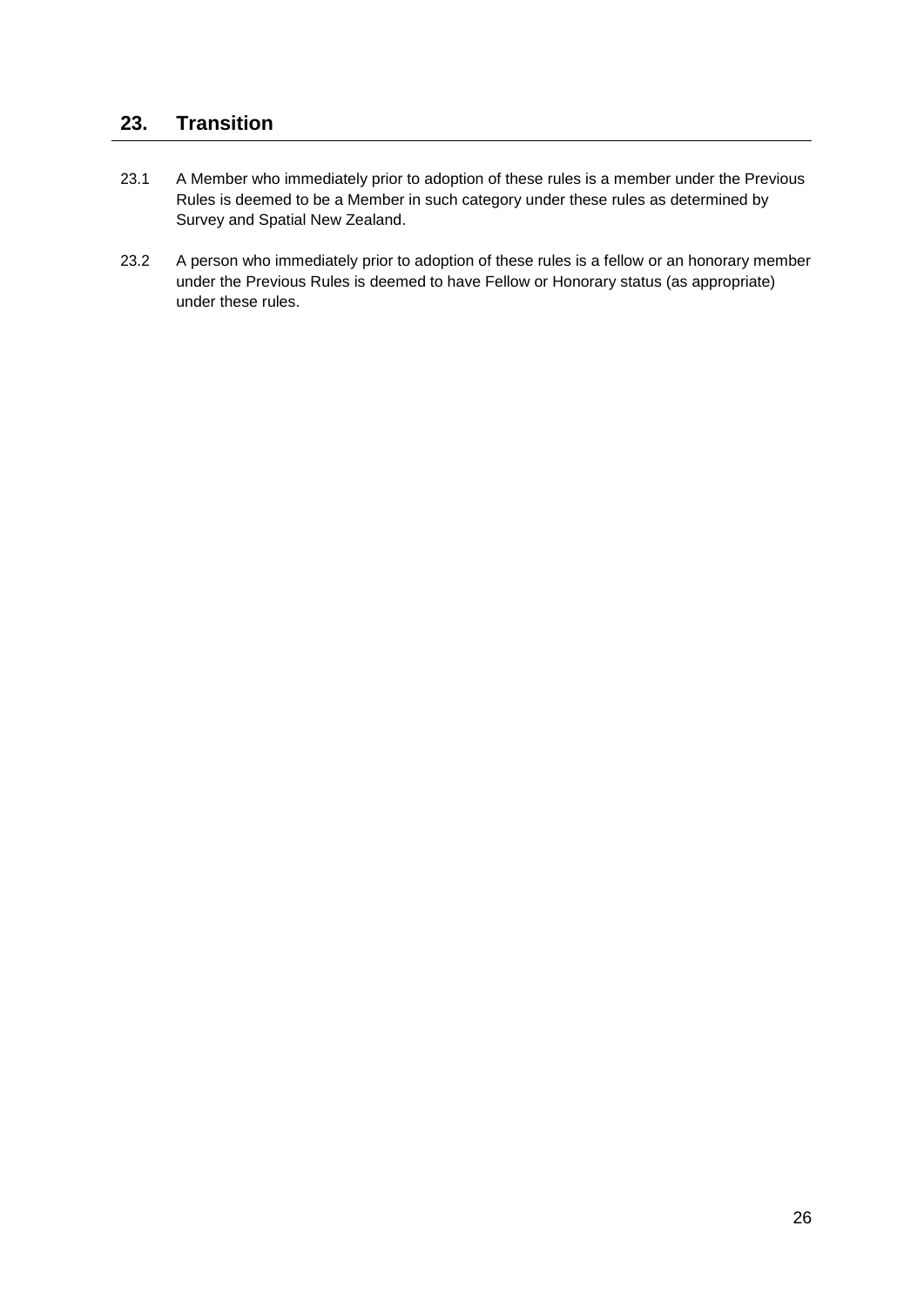## 23. Transition

23.1 A Member who immediately prior to adoption of these rules is a member under the Previous Rules is deemed to be a Member in such category under these rules as determined by Survey and Spatial New Zealand.

23.2 A person who immediately prior to adoption of these rules is a fellow or an honorary member under the Previous Rules is deemed to have Fellow or Honorary status (as appropriate) under these rules.